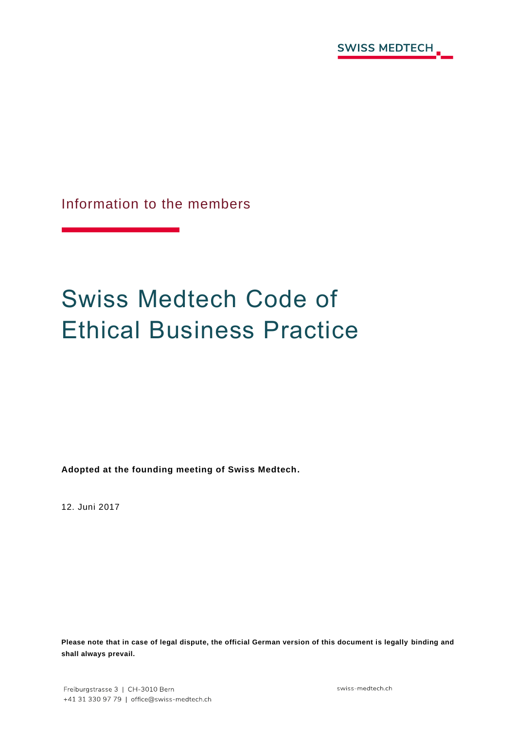Information to the members

# Swiss Medtech Code of Ethical Business Practice

**Adopted at the founding meeting of Swiss Medtech.**

12. Juni 2017

**Please note that in case of legal dispute, the official German version of this document is legally binding and shall always prevail.**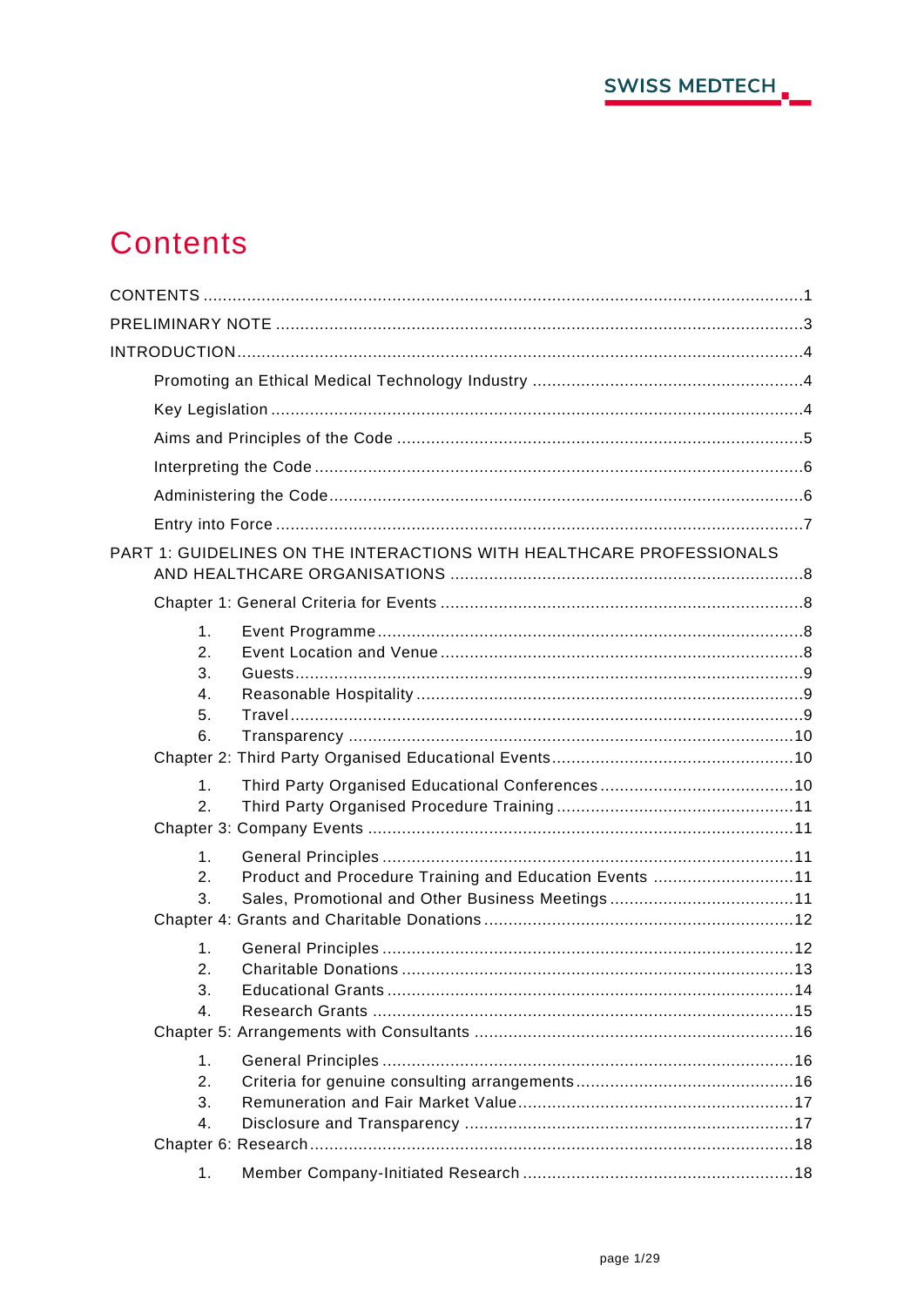# Contents

CONTENTS ....................................................................................................................1

PRELIMINARY NOTE ......................................................................................................3

INTRODUCTION ..............................................................................................................4

- Promoting an Ethical Medical Technology Industry ..................................................4
- Key Legislation ........................................................................................................4
- Aims and Principles of the Code ..............................................................................5
- Interpreting the Code ...............................................................................................6
- Administering the Code ............................................................................................6
- Entry into Force ........................................................................................................7

PART 1: GUIDELINES ON THE INTERACTIONS WITH HEALTHCARE PROFESSIONALS AND HEALTHCARE ORGANISATIONS ...................................................................8

- Chapter 1: General Criteria for Events .....................................................................8
  1. Event Programme ..................................................................................8
  2. Event Location and Venue .....................................................................8
  3. Guests ...................................................................................................9
  4. Reasonable Hospitality ..........................................................................9
  5. Travel .....................................................................................................9
  6. Transparency .......................................................................................10
- Chapter 2: Third Party Organised Educational Events .............................................10
  1. Third Party Organised Educational Conferences ...................................10
  2. Third Party Organised Procedure Training ............................................11
- Chapter 3: Company Events ...................................................................................11
  1. General Principles ................................................................................11
  2. Product and Procedure Training and Education Events .........................11
  3. Sales, Promotional and Other Business Meetings .................................11
- Chapter 4: Grants and Charitable Donations ...........................................................12
  1. General Principles ................................................................................12
  2. Charitable Donations ............................................................................13
  3. Educational Grants ...............................................................................14
  4. Research Grants ...................................................................................15
- Chapter 5: Arrangements with Consultants .............................................................16
  1. General Principles ................................................................................16
  2. Criteria for genuine consulting arrangements ........................................16
  3. Remuneration and Fair Market Value ....................................................17
  4. Disclosure and Transparency ...............................................................17
- Chapter 6: Research ...............................................................................................18
  1. Member Company-Initiated Research ....................................................18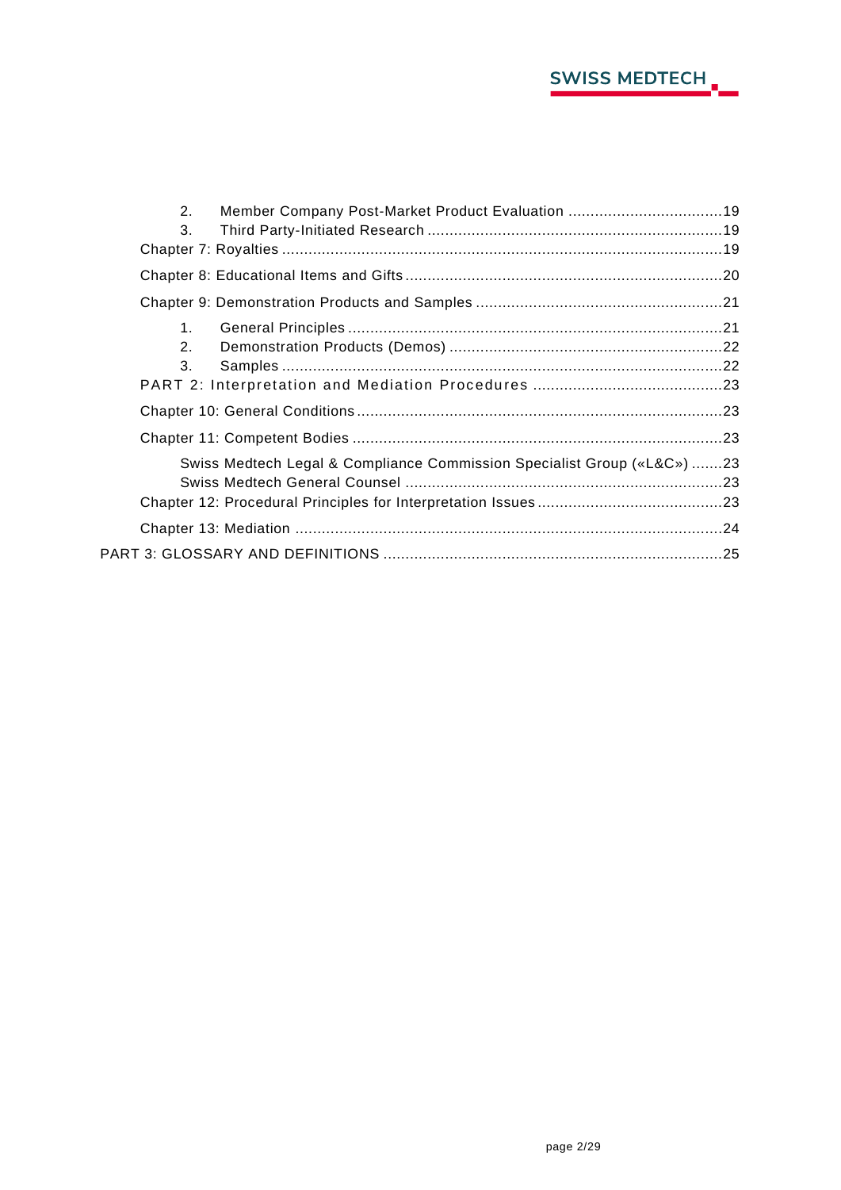2. Member Company Post-Market Product Evaluation ...................................19
3. Third Party-Initiated Research ...................................................................19

Chapter 7: Royalties ...................................................................................................19

Chapter 8: Educational Items and Gifts .......................................................................20

Chapter 9: Demonstration Products and Samples .......................................................21

1. General Principles ....................................................................................21
2. Demonstration Products (Demos) .............................................................22
3. Samples ...................................................................................................22

PART 2: Interpretation and Mediation Procedures ...........................................23

Chapter 10: General Conditions ..................................................................................23

Chapter 11: Competent Bodies ...................................................................................23

Swiss Medtech Legal & Compliance Commission Specialist Group («L&C») .......23
Swiss Medtech General Counsel .......................................................................23

Chapter 12: Procedural Principles for Interpretation Issues ..........................................23

Chapter 13: Mediation ................................................................................................24

PART 3: GLOSSARY AND DEFINITIONS ............................................................................25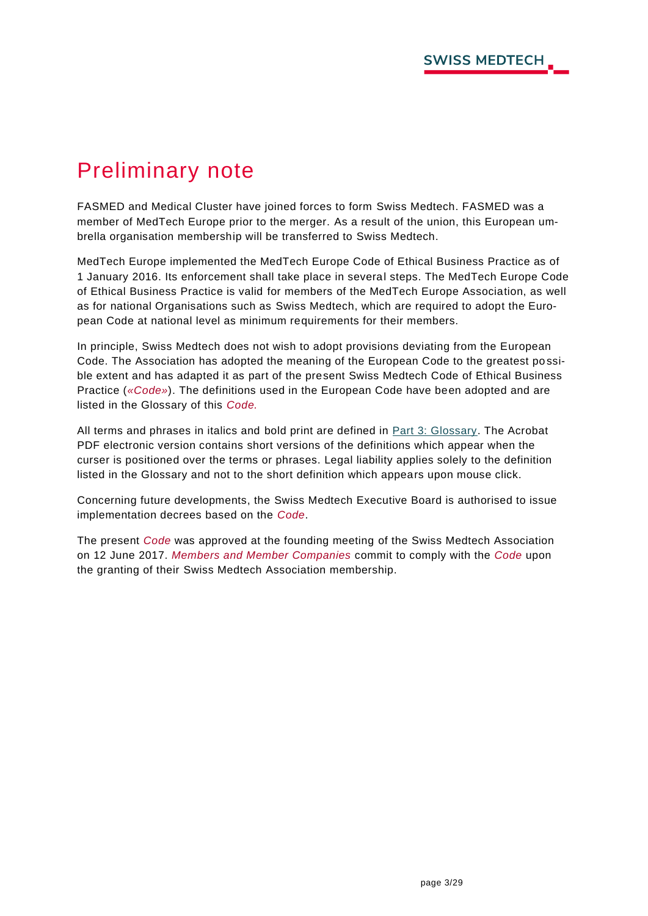# Preliminary note

FASMED and Medical Cluster have joined forces to form Swiss Medtech. FASMED was a member of MedTech Europe prior to the merger. As a result of the union, this European umbrella organisation membership will be transferred to Swiss Medtech.

MedTech Europe implemented the MedTech Europe Code of Ethical Business Practice as of 1 January 2016. Its enforcement shall take place in several steps. The MedTech Europe Code of Ethical Business Practice is valid for members of the MedTech Europe Association, as well as for national Organisations such as Swiss Medtech, which are required to adopt the European Code at national level as minimum requirements for their members.

In principle, Swiss Medtech does not wish to adopt provisions deviating from the European Code. The Association has adopted the meaning of the European Code to the greatest possible extent and has adapted it as part of the present Swiss Medtech Code of Ethical Business Practice (*«Code»*). The definitions used in the European Code have been adopted and are listed in the Glossary of this *Code.*

All terms and phrases in italics and bold print are defined in Part 3: Glossary. The Acrobat PDF electronic version contains short versions of the definitions which appear when the curser is positioned over the terms or phrases. Legal liability applies solely to the definition listed in the Glossary and not to the short definition which appears upon mouse click.

Concerning future developments, the Swiss Medtech Executive Board is authorised to issue implementation decrees based on the *Code*.

The present *Code* was approved at the founding meeting of the Swiss Medtech Association on 12 June 2017. *Members and Member Companies* commit to comply with the *Code* upon the granting of their Swiss Medtech Association membership.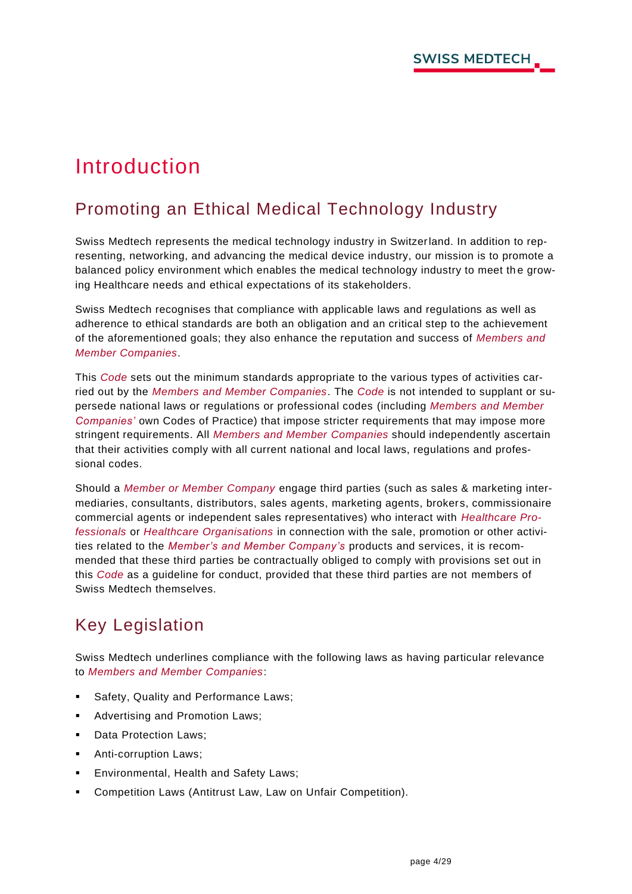# Introduction

## Promoting an Ethical Medical Technology Industry

Swiss Medtech represents the medical technology industry in Switzerland. In addition to representing, networking, and advancing the medical device industry, our mission is to promote a balanced policy environment which enables the medical technology industry to meet the growing Healthcare needs and ethical expectations of its stakeholders.

Swiss Medtech recognises that compliance with applicable laws and regulations as well as adherence to ethical standards are both an obligation and an critical step to the achievement of the aforementioned goals; they also enhance the reputation and success of *Members and Member Companies*.

This *Code* sets out the minimum standards appropriate to the various types of activities carried out by the *Members and Member Companies*. The *Code* is not intended to supplant or supersede national laws or regulations or professional codes (including *Members and Member Companies'* own Codes of Practice) that impose stricter requirements that may impose more stringent requirements. All *Members and Member Companies* should independently ascertain that their activities comply with all current national and local laws, regulations and professional codes.

Should a *Member or Member Company* engage third parties (such as sales & marketing intermediaries, consultants, distributors, sales agents, marketing agents, brokers, commissionaire commercial agents or independent sales representatives) who interact with *Healthcare Professionals* or *Healthcare Organisations* in connection with the sale, promotion or other activities related to the *Member's and Member Company's* products and services, it is recommended that these third parties be contractually obliged to comply with provisions set out in this *Code* as a guideline for conduct, provided that these third parties are not members of Swiss Medtech themselves.

## Key Legislation

Swiss Medtech underlines compliance with the following laws as having particular relevance to *Members and Member Companies*:

- Safety, Quality and Performance Laws;
- Advertising and Promotion Laws;
- Data Protection Laws;
- Anti-corruption Laws;
- Environmental, Health and Safety Laws;
- Competition Laws (Antitrust Law, Law on Unfair Competition).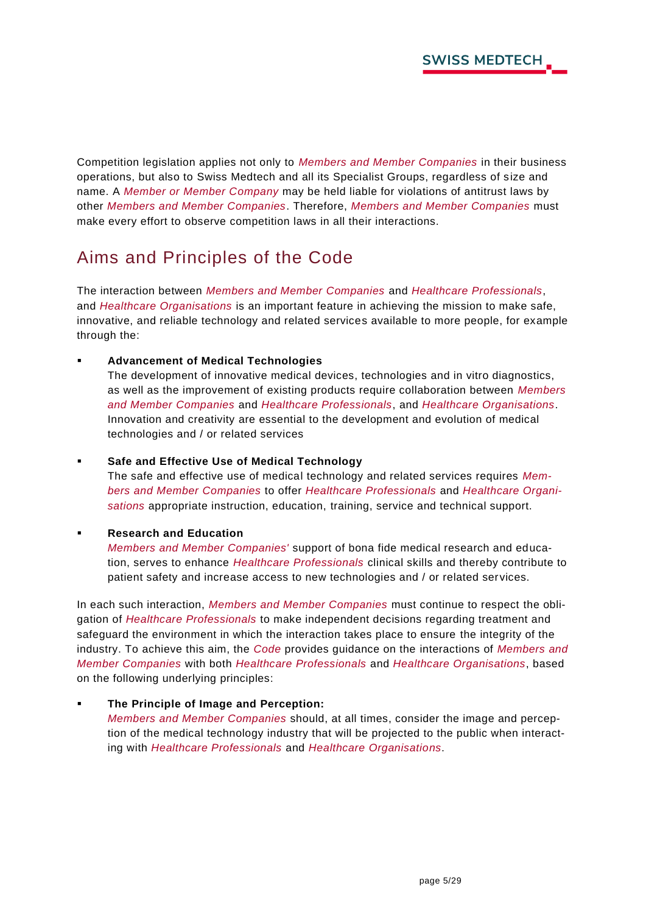Competition legislation applies not only to *Members and Member Companies* in their business operations, but also to Swiss Medtech and all its Specialist Groups, regardless of size and name. A *Member or Member Company* may be held liable for violations of antitrust laws by other *Members and Member Companies*. Therefore, *Members and Member Companies* must make every effort to observe competition laws in all their interactions.

## Aims and Principles of the Code

The interaction between *Members and Member Companies* and *Healthcare Professionals*, and *Healthcare Organisations* is an important feature in achieving the mission to make safe, innovative, and reliable technology and related services available to more people, for example through the:

- **Advancement of Medical Technologies**
  The development of innovative medical devices, technologies and in vitro diagnostics, as well as the improvement of existing products require collaboration between *Members and Member Companies* and *Healthcare Professionals*, and *Healthcare Organisations*. Innovation and creativity are essential to the development and evolution of medical technologies and / or related services

- **Safe and Effective Use of Medical Technology**
  The safe and effective use of medical technology and related services requires *Members and Member Companies* to offer *Healthcare Professionals* and *Healthcare Organisations* appropriate instruction, education, training, service and technical support.

- **Research and Education**
  *Members and Member Companies'* support of bona fide medical research and education, serves to enhance *Healthcare Professionals* clinical skills and thereby contribute to patient safety and increase access to new technologies and / or related services.

In each such interaction, *Members and Member Companies* must continue to respect the obligation of *Healthcare Professionals* to make independent decisions regarding treatment and safeguard the environment in which the interaction takes place to ensure the integrity of the industry. To achieve this aim, the *Code* provides guidance on the interactions of *Members and Member Companies* with both *Healthcare Professionals* and *Healthcare Organisations*, based on the following underlying principles:

- **The Principle of Image and Perception:**
  *Members and Member Companies* should, at all times, consider the image and perception of the medical technology industry that will be projected to the public when interacting with *Healthcare Professionals* and *Healthcare Organisations*.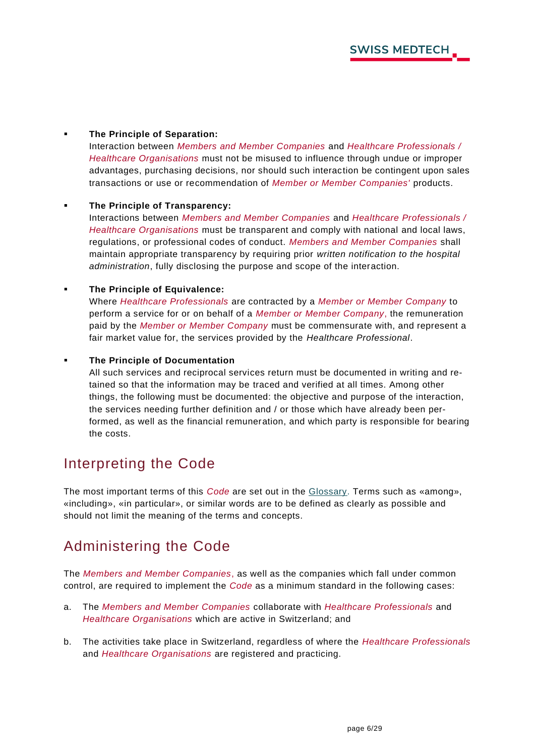- **The Principle of Separation:**
  Interaction between *Members and Member Companies* and *Healthcare Professionals / Healthcare Organisations* must not be misused to influence through undue or improper advantages, purchasing decisions, nor should such interaction be contingent upon sales transactions or use or recommendation of *Member or Member Companies'* products.

- **The Principle of Transparency:**
  Interactions between *Members and Member Companies* and *Healthcare Professionals / Healthcare Organisations* must be transparent and comply with national and local laws, regulations, or professional codes of conduct. *Members and Member Companies* shall maintain appropriate transparency by requiring prior *written notification to the hospital administration*, fully disclosing the purpose and scope of the interaction.

- **The Principle of Equivalence:**
  Where *Healthcare Professionals* are contracted by a *Member or Member Company* to perform a service for or on behalf of a *Member or Member Company*, the remuneration paid by the *Member or Member Company* must be commensurate with, and represent a fair market value for, the services provided by the *Healthcare Professional*.

- **The Principle of Documentation**
  All such services and reciprocal services return must be documented in writing and retained so that the information may be traced and verified at all times. Among other things, the following must be documented: the objective and purpose of the interaction, the services needing further definition and / or those which have already been performed, as well as the financial remuneration, and which party is responsible for bearing the costs.

## Interpreting the Code

The most important terms of this *Code* are set out in the Glossary. Terms such as «among», «including», «in particular», or similar words are to be defined as clearly as possible and should not limit the meaning of the terms and concepts.

## Administering the Code

The *Members and Member Companies*, as well as the companies which fall under common control, are required to implement the *Code* as a minimum standard in the following cases:

a. The *Members and Member Companies* collaborate with *Healthcare Professionals* and *Healthcare Organisations* which are active in Switzerland; and

b. The activities take place in Switzerland, regardless of where the *Healthcare Professionals* and *Healthcare Organisations* are registered and practicing.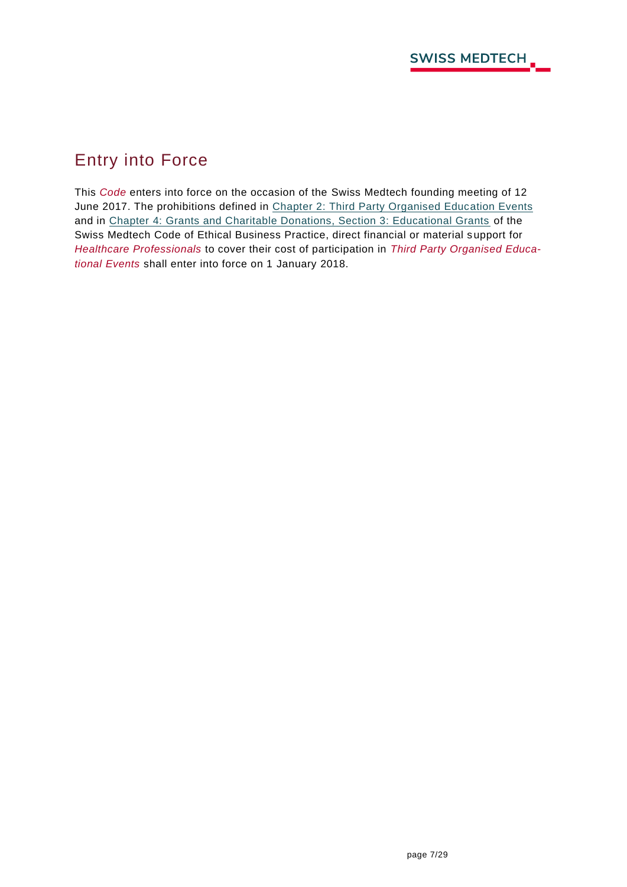## Entry into Force

This *Code* enters into force on the occasion of the Swiss Medtech founding meeting of 12 June 2017. The prohibitions defined in Chapter 2: Third Party Organised Education Events and in Chapter 4: Grants and Charitable Donations, Section 3: Educational Grants of the Swiss Medtech Code of Ethical Business Practice, direct financial or material support for *Healthcare Professionals* to cover their cost of participation in *Third Party Organised Educational Events* shall enter into force on 1 January 2018.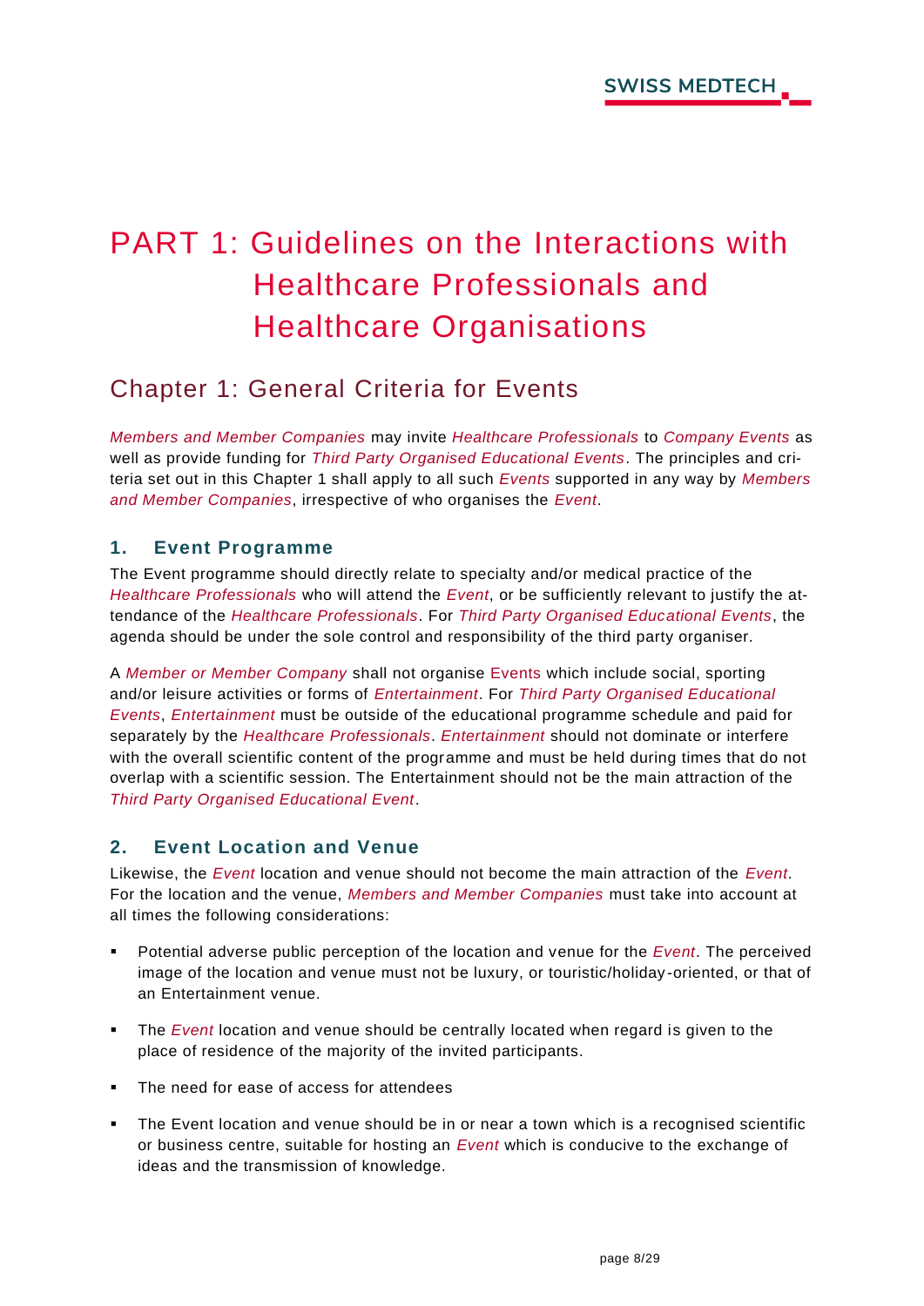# PART 1: Guidelines on the Interactions with Healthcare Professionals and Healthcare Organisations

## Chapter 1: General Criteria for Events

*Members and Member Companies* may invite *Healthcare Professionals* to *Company Events* as well as provide funding for *Third Party Organised Educational Events*. The principles and criteria set out in this Chapter 1 shall apply to all such *Events* supported in any way by *Members and Member Companies*, irrespective of who organises the *Event*.

### 1. Event Programme

The Event programme should directly relate to specialty and/or medical practice of the *Healthcare Professionals* who will attend the *Event*, or be sufficiently relevant to justify the attendance of the *Healthcare Professionals*. For *Third Party Organised Educational Events*, the agenda should be under the sole control and responsibility of the third party organiser.

A *Member or Member Company* shall not organise Events which include social, sporting and/or leisure activities or forms of *Entertainment*. For *Third Party Organised Educational Events*, *Entertainment* must be outside of the educational programme schedule and paid for separately by the *Healthcare Professionals*. *Entertainment* should not dominate or interfere with the overall scientific content of the programme and must be held during times that do not overlap with a scientific session. The Entertainment should not be the main attraction of the *Third Party Organised Educational Event*.

### 2. Event Location and Venue

Likewise, the *Event* location and venue should not become the main attraction of the *Event*. For the location and the venue, *Members and Member Companies* must take into account at all times the following considerations:

- Potential adverse public perception of the location and venue for the *Event*. The perceived image of the location and venue must not be luxury, or touristic/holiday-oriented, or that of an Entertainment venue.
- The *Event* location and venue should be centrally located when regard is given to the place of residence of the majority of the invited participants.
- The need for ease of access for attendees
- The Event location and venue should be in or near a town which is a recognised scientific or business centre, suitable for hosting an *Event* which is conducive to the exchange of ideas and the transmission of knowledge.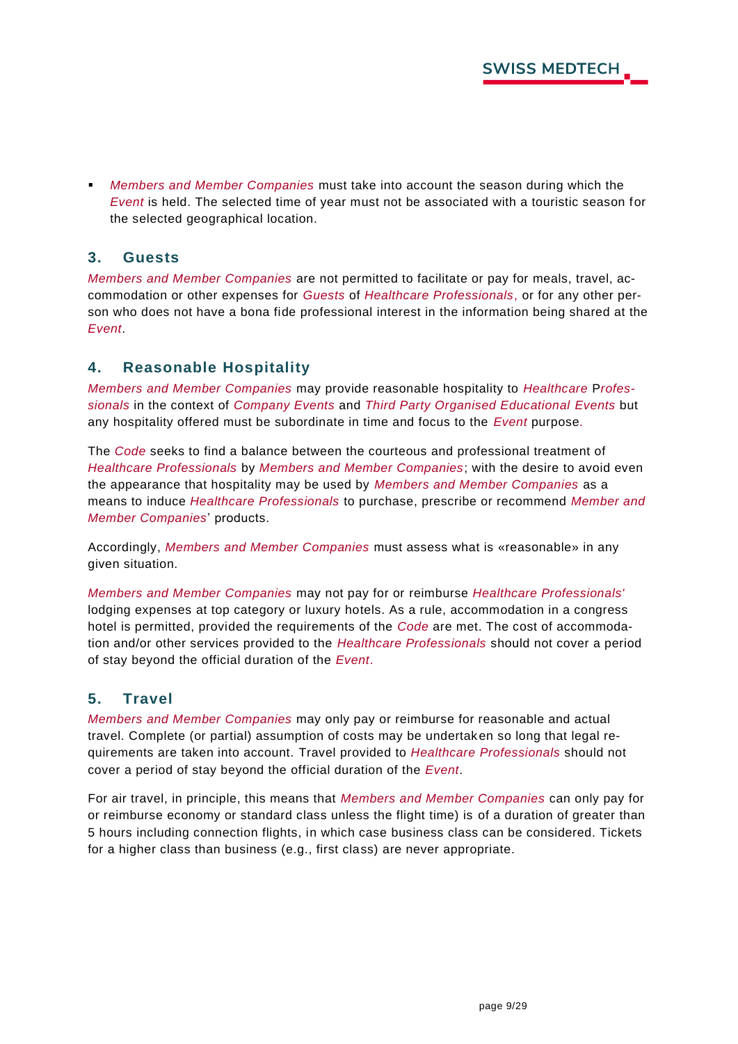- *Members and Member Companies* must take into account the season during which the *Event* is held. The selected time of year must not be associated with a touristic season for the selected geographical location.

## 3. Guests

*Members and Member Companies* are not permitted to facilitate or pay for meals, travel, accommodation or other expenses for *Guests* of *Healthcare Professionals*, or for any other person who does not have a bona fide professional interest in the information being shared at the *Event*.

## 4. Reasonable Hospitality

*Members and Member Companies* may provide reasonable hospitality to *Healthcare Professionals* in the context of *Company Events* and *Third Party Organised Educational Events* but any hospitality offered must be subordinate in time and focus to the *Event* purpose.

The *Code* seeks to find a balance between the courteous and professional treatment of *Healthcare Professionals* by *Members and Member Companies*; with the desire to avoid even the appearance that hospitality may be used by *Members and Member Companies* as a means to induce *Healthcare Professionals* to purchase, prescribe or recommend *Member and Member Companies*' products.

Accordingly, *Members and Member Companies* must assess what is «reasonable» in any given situation.

*Members and Member Companies* may not pay for or reimburse *Healthcare Professionals'* lodging expenses at top category or luxury hotels. As a rule, accommodation in a congress hotel is permitted, provided the requirements of the *Code* are met. The cost of accommodation and/or other services provided to the *Healthcare Professionals* should not cover a period of stay beyond the official duration of the *Event*.

## 5. Travel

*Members and Member Companies* may only pay or reimburse for reasonable and actual travel. Complete (or partial) assumption of costs may be undertaken so long that legal requirements are taken into account. Travel provided to *Healthcare Professionals* should not cover a period of stay beyond the official duration of the *Event*.

For air travel, in principle, this means that *Members and Member Companies* can only pay for or reimburse economy or standard class unless the flight time) is of a duration of greater than 5 hours including connection flights, in which case business class can be considered. Tickets for a higher class than business (e.g., first class) are never appropriate.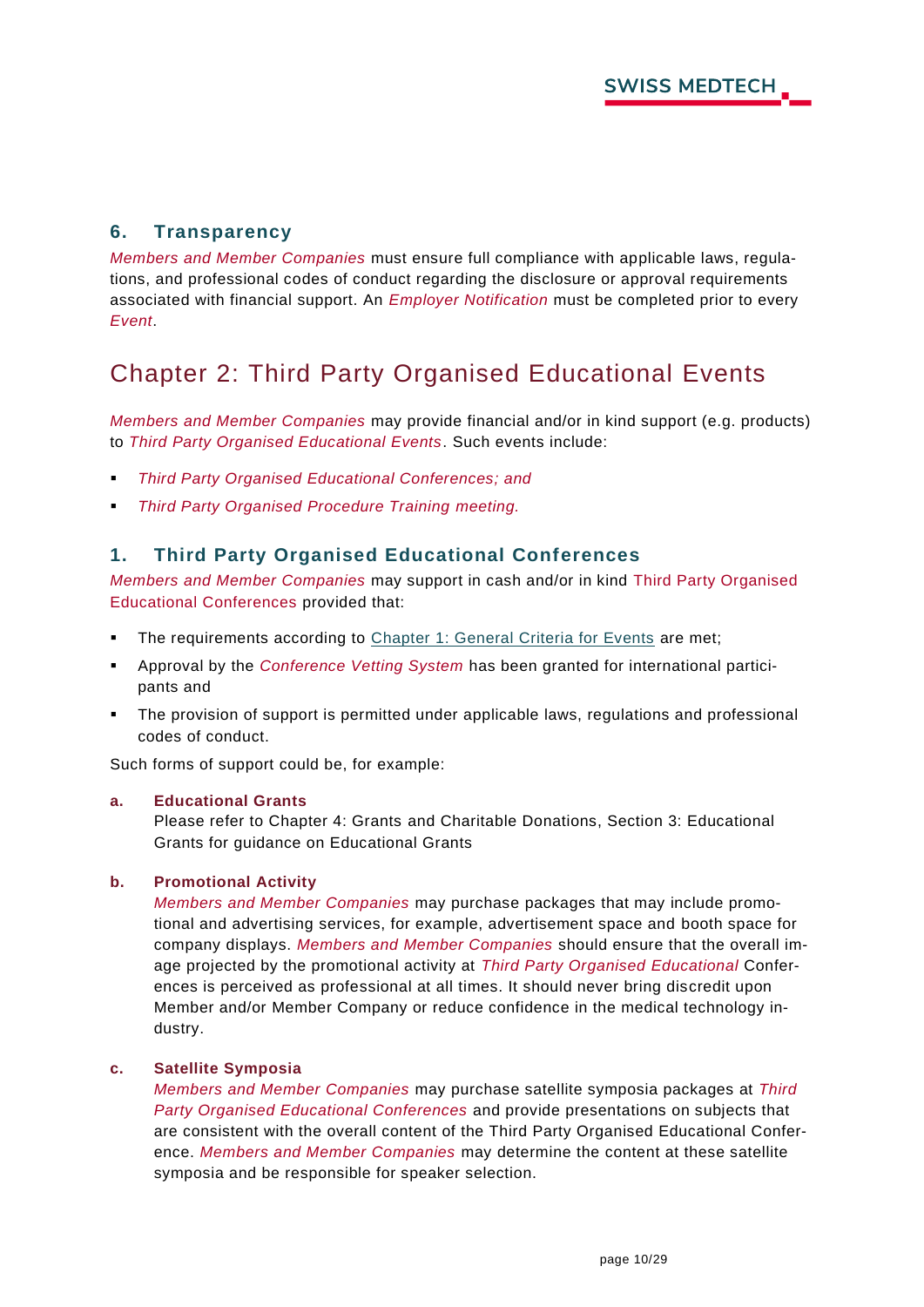## 6. Transparency

*Members and Member Companies* must ensure full compliance with applicable laws, regulations, and professional codes of conduct regarding the disclosure or approval requirements associated with financial support. An *Employer Notification* must be completed prior to every *Event*.

# Chapter 2: Third Party Organised Educational Events

*Members and Member Companies* may provide financial and/or in kind support (e.g. products) to *Third Party Organised Educational Events*. Such events include:

- *Third Party Organised Educational Conferences; and*
- *Third Party Organised Procedure Training meeting.*

## 1. Third Party Organised Educational Conferences

*Members and Member Companies* may support in cash and/or in kind Third Party Organised Educational Conferences provided that:

- The requirements according to Chapter 1: General Criteria for Events are met;
- Approval by the *Conference Vetting System* has been granted for international participants and
- The provision of support is permitted under applicable laws, regulations and professional codes of conduct.

Such forms of support could be, for example:

### a. Educational Grants

Please refer to Chapter 4: Grants and Charitable Donations, Section 3: Educational Grants for guidance on Educational Grants

### b. Promotional Activity

*Members and Member Companies* may purchase packages that may include promotional and advertising services, for example, advertisement space and booth space for company displays. *Members and Member Companies* should ensure that the overall image projected by the promotional activity at *Third Party Organised Educational* Conferences is perceived as professional at all times. It should never bring discredit upon Member and/or Member Company or reduce confidence in the medical technology industry.

### c. Satellite Symposia

*Members and Member Companies* may purchase satellite symposia packages at *Third Party Organised Educational Conferences* and provide presentations on subjects that are consistent with the overall content of the Third Party Organised Educational Conference. *Members and Member Companies* may determine the content at these satellite symposia and be responsible for speaker selection.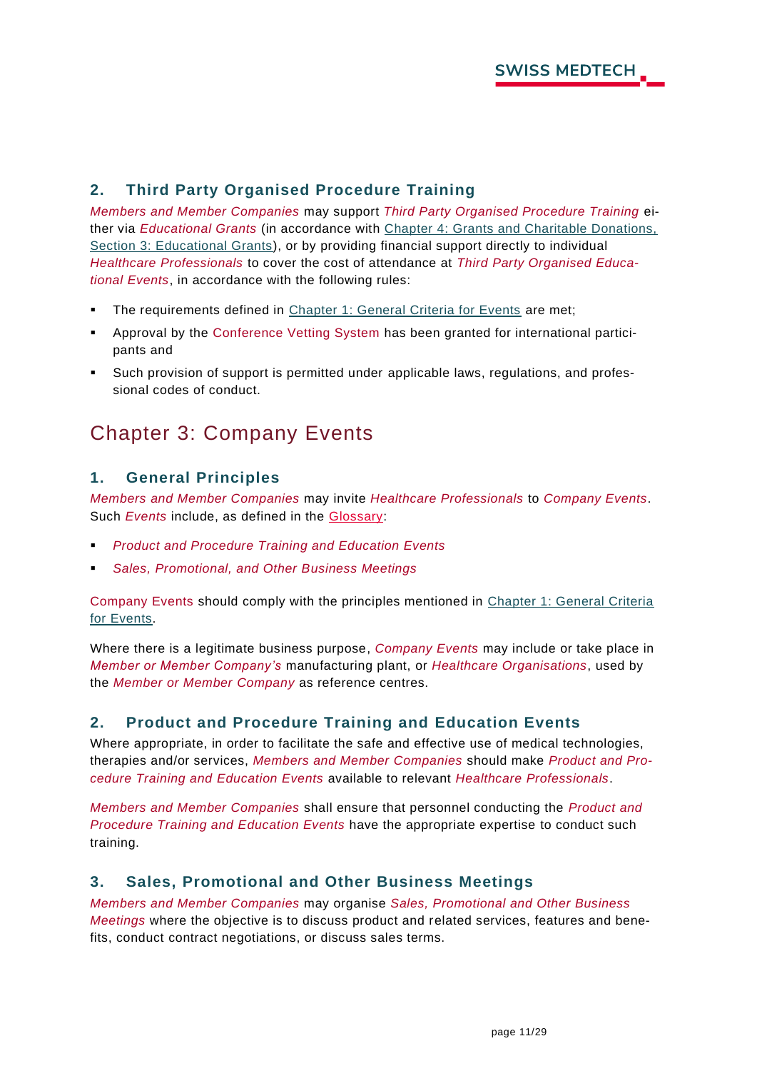## 2. Third Party Organised Procedure Training

*Members and Member Companies* may support *Third Party Organised Procedure Training* either via *Educational Grants* (in accordance with Chapter 4: Grants and Charitable Donations, Section 3: Educational Grants), or by providing financial support directly to individual *Healthcare Professionals* to cover the cost of attendance at *Third Party Organised Educational Events*, in accordance with the following rules:

- The requirements defined in Chapter 1: General Criteria for Events are met;
- Approval by the Conference Vetting System has been granted for international participants and
- Such provision of support is permitted under applicable laws, regulations, and professional codes of conduct.

# Chapter 3: Company Events

## 1. General Principles

*Members and Member Companies* may invite *Healthcare Professionals* to *Company Events*. Such *Events* include, as defined in the Glossary:

- *Product and Procedure Training and Education Events*
- *Sales, Promotional, and Other Business Meetings*

Company Events should comply with the principles mentioned in Chapter 1: General Criteria for Events.

Where there is a legitimate business purpose, *Company Events* may include or take place in *Member or Member Company's* manufacturing plant, or *Healthcare Organisations*, used by the *Member or Member Company* as reference centres.

## 2. Product and Procedure Training and Education Events

Where appropriate, in order to facilitate the safe and effective use of medical technologies, therapies and/or services, *Members and Member Companies* should make *Product and Procedure Training and Education Events* available to relevant *Healthcare Professionals*.

*Members and Member Companies* shall ensure that personnel conducting the *Product and Procedure Training and Education Events* have the appropriate expertise to conduct such training.

## 3. Sales, Promotional and Other Business Meetings

*Members and Member Companies* may organise *Sales, Promotional and Other Business Meetings* where the objective is to discuss product and related services, features and benefits, conduct contract negotiations, or discuss sales terms.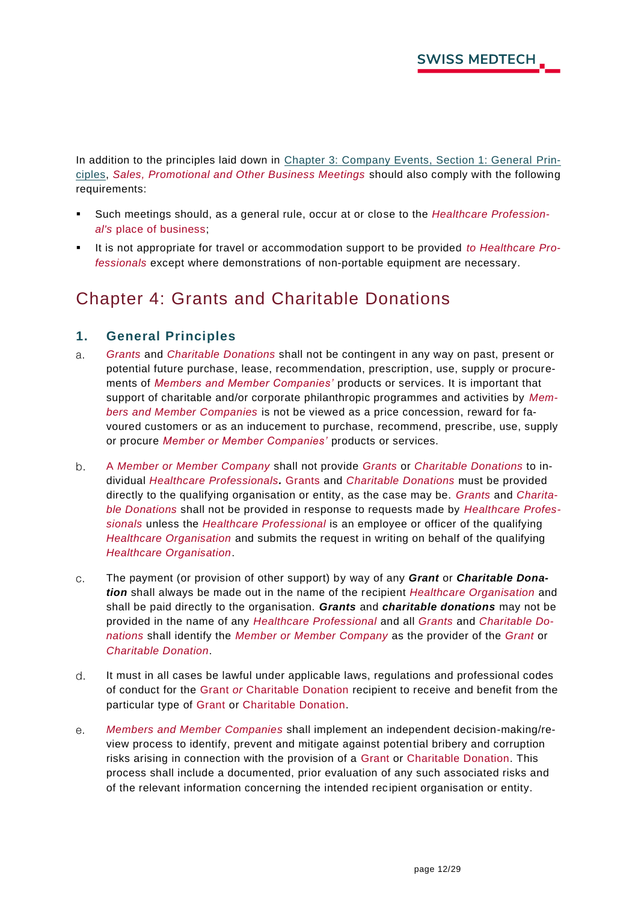In addition to the principles laid down in Chapter 3: Company Events, Section 1: General Principles, *Sales, Promotional and Other Business Meetings* should also comply with the following requirements:

- Such meetings should, as a general rule, occur at or close to the *Healthcare Professional's* place of business;
- It is not appropriate for travel or accommodation support to be provided *to Healthcare Professionals* except where demonstrations of non-portable equipment are necessary.

# Chapter 4: Grants and Charitable Donations

## 1. General Principles

a. *Grants* and *Charitable Donations* shall not be contingent in any way on past, present or potential future purchase, lease, recommendation, prescription, use, supply or procurements of *Members and Member Companies'* products or services. It is important that support of charitable and/or corporate philanthropic programmes and activities by *Members and Member Companies* is not be viewed as a price concession, reward for favoured customers or as an inducement to purchase, recommend, prescribe, use, supply or procure *Member or Member Companies'* products or services.

b. A *Member or Member Company* shall not provide *Grants* or *Charitable Donations* to individual *Healthcare Professionals***.** Grants and *Charitable Donations* must be provided directly to the qualifying organisation or entity, as the case may be. *Grants* and *Charitable Donations* shall not be provided in response to requests made by *Healthcare Professionals* unless the *Healthcare Professional* is an employee or officer of the qualifying *Healthcare Organisation* and submits the request in writing on behalf of the qualifying *Healthcare Organisation*.

c. The payment (or provision of other support) by way of any ***Grant*** or ***Charitable Donation*** shall always be made out in the name of the recipient *Healthcare Organisation* and shall be paid directly to the organisation. ***Grants*** and ***charitable donations*** may not be provided in the name of any *Healthcare Professional* and all *Grants* and *Charitable Donations* shall identify the *Member or Member Company* as the provider of the *Grant* or *Charitable Donation*.

d. It must in all cases be lawful under applicable laws, regulations and professional codes of conduct for the Grant *or* Charitable Donation recipient to receive and benefit from the particular type of Grant or Charitable Donation.

e. *Members and Member Companies* shall implement an independent decision-making/review process to identify, prevent and mitigate against potential bribery and corruption risks arising in connection with the provision of a Grant or Charitable Donation. This process shall include a documented, prior evaluation of any such associated risks and of the relevant information concerning the intended recipient organisation or entity.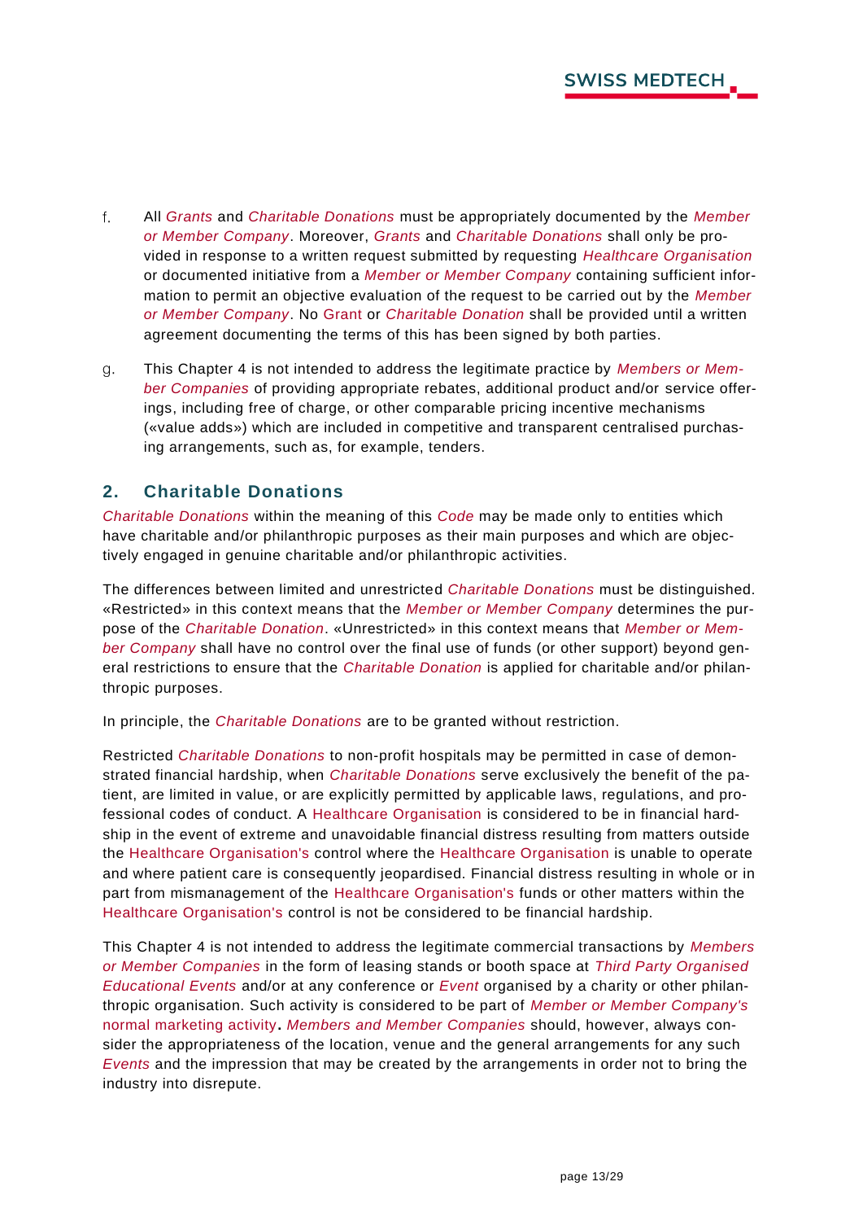f. All *Grants* and *Charitable Donations* must be appropriately documented by the *Member or Member Company*. Moreover, *Grants* and *Charitable Donations* shall only be provided in response to a written request submitted by requesting *Healthcare Organisation* or documented initiative from a *Member or Member Company* containing sufficient information to permit an objective evaluation of the request to be carried out by the *Member or Member Company*. No Grant or *Charitable Donation* shall be provided until a written agreement documenting the terms of this has been signed by both parties.

g. This Chapter 4 is not intended to address the legitimate practice by *Members or Member Companies* of providing appropriate rebates, additional product and/or service offerings, including free of charge, or other comparable pricing incentive mechanisms («value adds») which are included in competitive and transparent centralised purchasing arrangements, such as, for example, tenders.

## 2. Charitable Donations

*Charitable Donations* within the meaning of this *Code* may be made only to entities which have charitable and/or philanthropic purposes as their main purposes and which are objectively engaged in genuine charitable and/or philanthropic activities.

The differences between limited and unrestricted *Charitable Donations* must be distinguished. «Restricted» in this context means that the *Member or Member Company* determines the purpose of the *Charitable Donation*. «Unrestricted» in this context means that *Member or Member Company* shall have no control over the final use of funds (or other support) beyond general restrictions to ensure that the *Charitable Donation* is applied for charitable and/or philanthropic purposes.

In principle, the *Charitable Donations* are to be granted without restriction.

Restricted *Charitable Donations* to non-profit hospitals may be permitted in case of demonstrated financial hardship, when *Charitable Donations* serve exclusively the benefit of the patient, are limited in value, or are explicitly permitted by applicable laws, regulations, and professional codes of conduct. A Healthcare Organisation is considered to be in financial hardship in the event of extreme and unavoidable financial distress resulting from matters outside the Healthcare Organisation's control where the Healthcare Organisation is unable to operate and where patient care is consequently jeopardised. Financial distress resulting in whole or in part from mismanagement of the Healthcare Organisation's funds or other matters within the Healthcare Organisation's control is not be considered to be financial hardship.

This Chapter 4 is not intended to address the legitimate commercial transactions by *Members or Member Companies* in the form of leasing stands or booth space at *Third Party Organised Educational Events* and/or at any conference or *Event* organised by a charity or other philanthropic organisation. Such activity is considered to be part of *Member or Member Company's* normal marketing activity**.** *Members and Member Companies* should, however, always consider the appropriateness of the location, venue and the general arrangements for any such *Events* and the impression that may be created by the arrangements in order not to bring the industry into disrepute.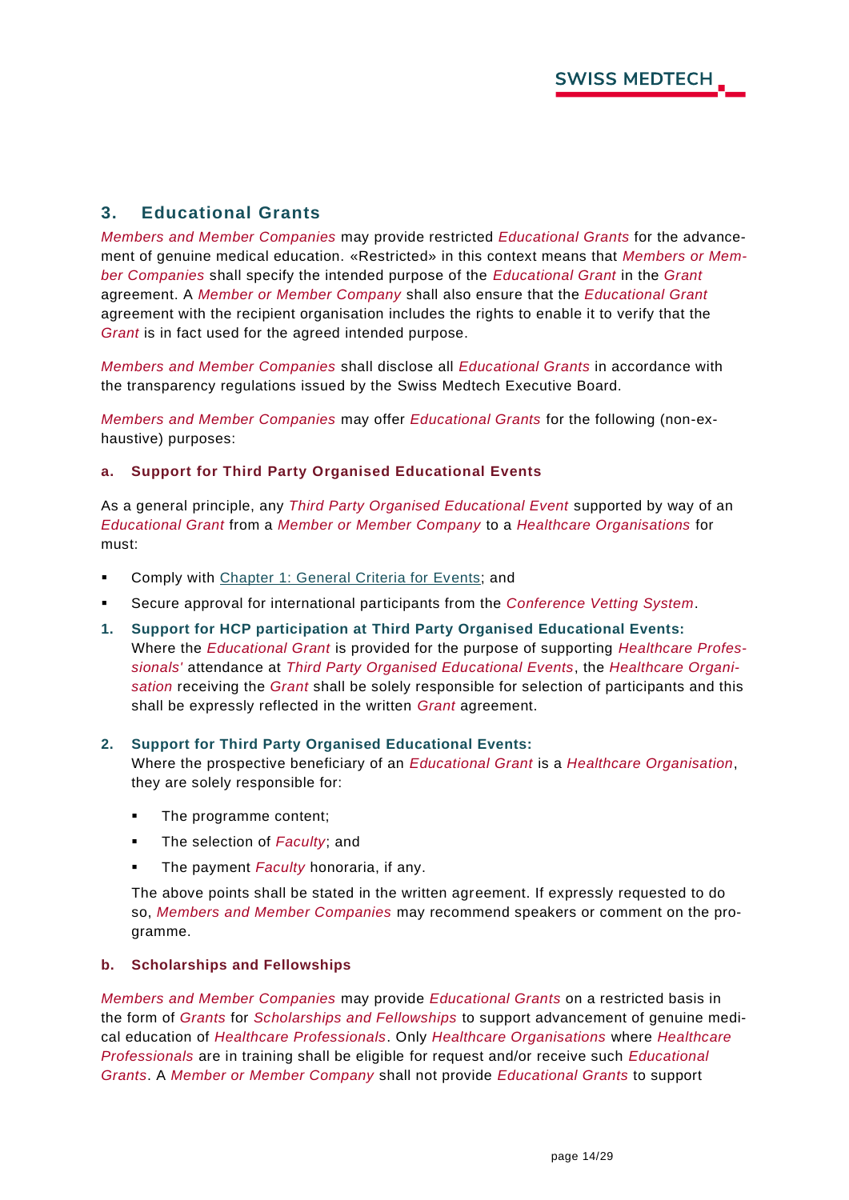## 3. Educational Grants

*Members and Member Companies* may provide restricted *Educational Grants* for the advancement of genuine medical education. «Restricted» in this context means that *Members or Member Companies* shall specify the intended purpose of the *Educational Grant* in the *Grant* agreement. A *Member or Member Company* shall also ensure that the *Educational Grant* agreement with the recipient organisation includes the rights to enable it to verify that the *Grant* is in fact used for the agreed intended purpose.

*Members and Member Companies* shall disclose all *Educational Grants* in accordance with the transparency regulations issued by the Swiss Medtech Executive Board.

*Members and Member Companies* may offer *Educational Grants* for the following (non-exhaustive) purposes:

### a. Support for Third Party Organised Educational Events

As a general principle, any *Third Party Organised Educational Event* supported by way of an *Educational Grant* from a *Member or Member Company* to a *Healthcare Organisations* for must:

- Comply with Chapter 1: General Criteria for Events; and
- Secure approval for international participants from the *Conference Vetting System*.

1. **Support for HCP participation at Third Party Organised Educational Events:**
   Where the *Educational Grant* is provided for the purpose of supporting *Healthcare Professionals'* attendance at *Third Party Organised Educational Events*, the *Healthcare Organisation* receiving the *Grant* shall be solely responsible for selection of participants and this shall be expressly reflected in the written *Grant* agreement.

2. **Support for Third Party Organised Educational Events:**
   Where the prospective beneficiary of an *Educational Grant* is a *Healthcare Organisation*, they are solely responsible for:

   - The programme content;
   - The selection of *Faculty*; and
   - The payment *Faculty* honoraria, if any.

   The above points shall be stated in the written agreement. If expressly requested to do so, *Members and Member Companies* may recommend speakers or comment on the programme.

### b. Scholarships and Fellowships

*Members and Member Companies* may provide *Educational Grants* on a restricted basis in the form of *Grants* for *Scholarships and Fellowships* to support advancement of genuine medical education of *Healthcare Professionals*. Only *Healthcare Organisations* where *Healthcare Professionals* are in training shall be eligible for request and/or receive such *Educational Grants*. A *Member or Member Company* shall not provide *Educational Grants* to support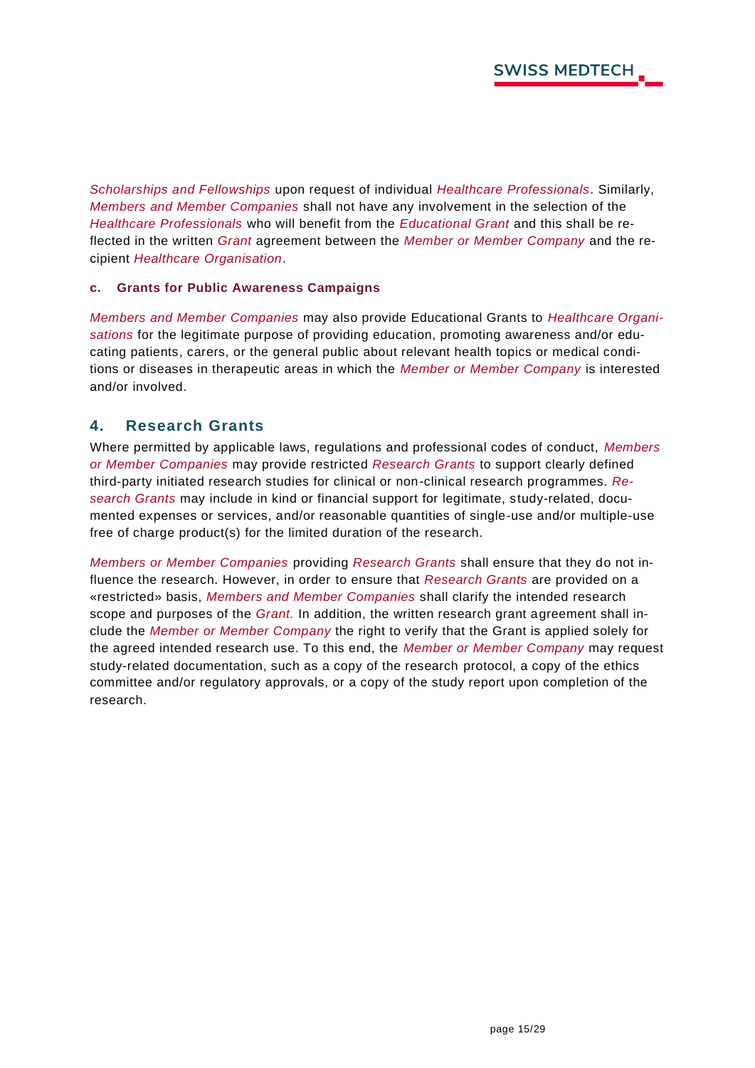*Scholarships and Fellowships* upon request of individual *Healthcare Professionals*. Similarly, *Members and Member Companies* shall not have any involvement in the selection of the *Healthcare Professionals* who will benefit from the *Educational Grant* and this shall be reflected in the written *Grant* agreement between the *Member or Member Company* and the recipient *Healthcare Organisation*.

**c. Grants for Public Awareness Campaigns**

*Members and Member Companies* may also provide Educational Grants to *Healthcare Organisations* for the legitimate purpose of providing education, promoting awareness and/or educating patients, carers, or the general public about relevant health topics or medical conditions or diseases in therapeutic areas in which the *Member or Member Company* is interested and/or involved.

## 4. Research Grants

Where permitted by applicable laws, regulations and professional codes of conduct, *Members or Member Companies* may provide restricted *Research Grants* to support clearly defined third-party initiated research studies for clinical or non-clinical research programmes. *Research Grants* may include in kind or financial support for legitimate, study-related, documented expenses or services, and/or reasonable quantities of single-use and/or multiple-use free of charge product(s) for the limited duration of the research.

*Members or Member Companies* providing *Research Grants* shall ensure that they do not influence the research. However, in order to ensure that *Research Grants* are provided on a «restricted» basis, *Members and Member Companies* shall clarify the intended research scope and purposes of the *Grant.* In addition, the written research grant agreement shall include the *Member or Member Company* the right to verify that the Grant is applied solely for the agreed intended research use. To this end, the *Member or Member Company* may request study-related documentation, such as a copy of the research protocol, a copy of the ethics committee and/or regulatory approvals, or a copy of the study report upon completion of the research.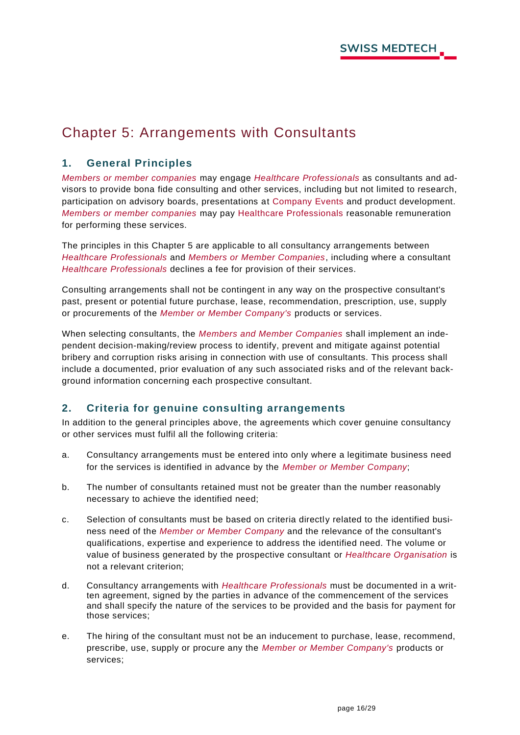# Chapter 5: Arrangements with Consultants

## 1. General Principles

*Members or member companies* may engage *Healthcare Professionals* as consultants and advisors to provide bona fide consulting and other services, including but not limited to research, participation on advisory boards, presentations at Company Events and product development. *Members or member companies* may pay Healthcare Professionals reasonable remuneration for performing these services.

The principles in this Chapter 5 are applicable to all consultancy arrangements between *Healthcare Professionals* and *Members or Member Companies*, including where a consultant *Healthcare Professionals* declines a fee for provision of their services.

Consulting arrangements shall not be contingent in any way on the prospective consultant's past, present or potential future purchase, lease, recommendation, prescription, use, supply or procurements of the *Member or Member Company's* products or services.

When selecting consultants, the *Members and Member Companies* shall implement an independent decision-making/review process to identify, prevent and mitigate against potential bribery and corruption risks arising in connection with use of consultants. This process shall include a documented, prior evaluation of any such associated risks and of the relevant background information concerning each prospective consultant.

## 2. Criteria for genuine consulting arrangements

In addition to the general principles above, the agreements which cover genuine consultancy or other services must fulfil all the following criteria:

a. Consultancy arrangements must be entered into only where a legitimate business need for the services is identified in advance by the *Member or Member Company*;

b. The number of consultants retained must not be greater than the number reasonably necessary to achieve the identified need;

c. Selection of consultants must be based on criteria directly related to the identified business need of the *Member or Member Company* and the relevance of the consultant's qualifications, expertise and experience to address the identified need. The volume or value of business generated by the prospective consultant or *Healthcare Organisation* is not a relevant criterion;

d. Consultancy arrangements with *Healthcare Professionals* must be documented in a written agreement, signed by the parties in advance of the commencement of the services and shall specify the nature of the services to be provided and the basis for payment for those services;

e. The hiring of the consultant must not be an inducement to purchase, lease, recommend, prescribe, use, supply or procure any the *Member or Member Company's* products or services;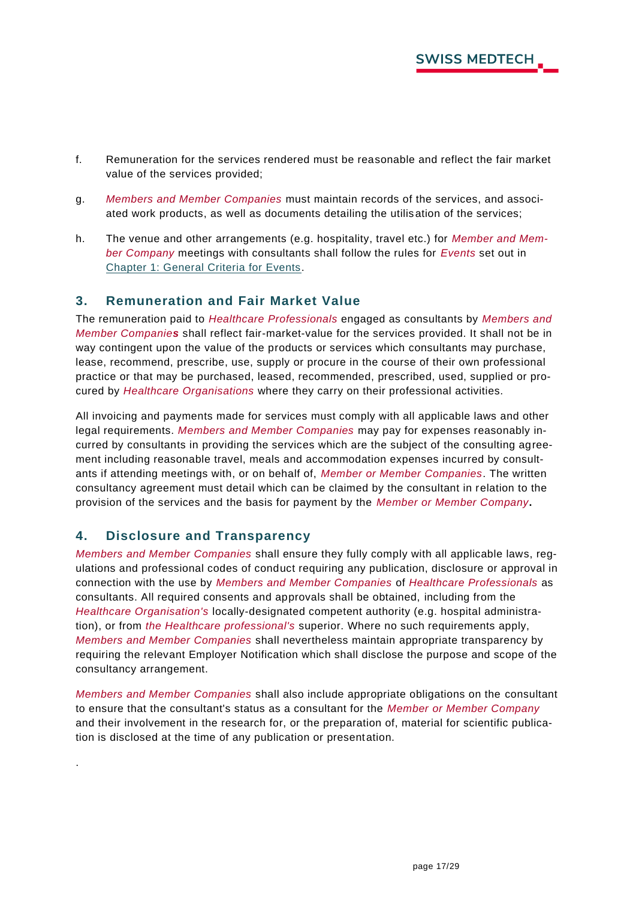f. Remuneration for the services rendered must be reasonable and reflect the fair market value of the services provided;

g. *Members and Member Companies* must maintain records of the services, and associated work products, as well as documents detailing the utilisation of the services;

h. The venue and other arrangements (e.g. hospitality, travel etc.) for *Member and Member Company* meetings with consultants shall follow the rules for *Events* set out in Chapter 1: General Criteria for Events.

## 3. Remuneration and Fair Market Value

The remuneration paid to *Healthcare Professionals* engaged as consultants by *Members and Member Companies* shall reflect fair-market-value for the services provided. It shall not be in way contingent upon the value of the products or services which consultants may purchase, lease, recommend, prescribe, use, supply or procure in the course of their own professional practice or that may be purchased, leased, recommended, prescribed, used, supplied or procured by *Healthcare Organisations* where they carry on their professional activities.

All invoicing and payments made for services must comply with all applicable laws and other legal requirements. *Members and Member Companies* may pay for expenses reasonably incurred by consultants in providing the services which are the subject of the consulting agreement including reasonable travel, meals and accommodation expenses incurred by consultants if attending meetings with, or on behalf of, *Member or Member Companies*. The written consultancy agreement must detail which can be claimed by the consultant in relation to the provision of the services and the basis for payment by the *Member or Member Company*.

## 4. Disclosure and Transparency

*Members and Member Companies* shall ensure they fully comply with all applicable laws, regulations and professional codes of conduct requiring any publication, disclosure or approval in connection with the use by *Members and Member Companies* of *Healthcare Professionals* as consultants. All required consents and approvals shall be obtained, including from the *Healthcare Organisation's* locally-designated competent authority (e.g. hospital administration), or from *the Healthcare professional's* superior. Where no such requirements apply, *Members and Member Companies* shall nevertheless maintain appropriate transparency by requiring the relevant Employer Notification which shall disclose the purpose and scope of the consultancy arrangement.

*Members and Member Companies* shall also include appropriate obligations on the consultant to ensure that the consultant's status as a consultant for the *Member or Member Company* and their involvement in the research for, or the preparation of, material for scientific publication is disclosed at the time of any publication or presentation.

.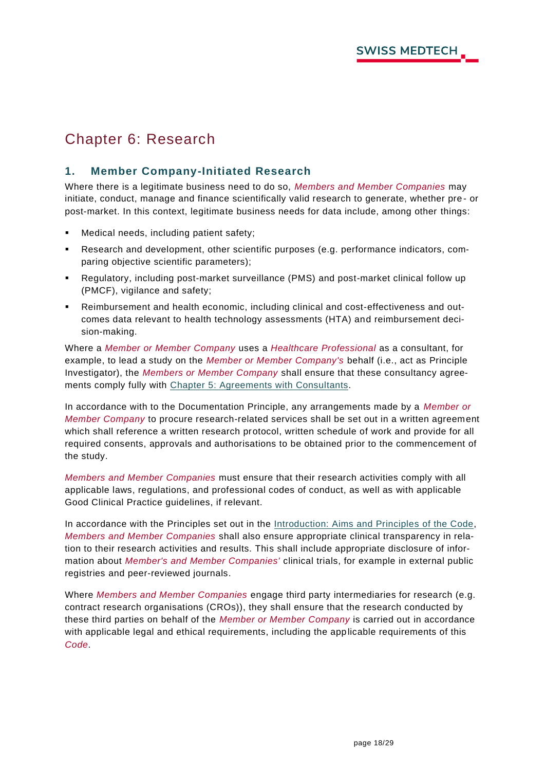# Chapter 6: Research

## 1. Member Company-Initiated Research

Where there is a legitimate business need to do so, *Members and Member Companies* may initiate, conduct, manage and finance scientifically valid research to generate, whether pre- or post-market. In this context, legitimate business needs for data include, among other things:

- Medical needs, including patient safety;
- Research and development, other scientific purposes (e.g. performance indicators, comparing objective scientific parameters);
- Regulatory, including post-market surveillance (PMS) and post-market clinical follow up (PMCF), vigilance and safety;
- Reimbursement and health economic, including clinical and cost-effectiveness and outcomes data relevant to health technology assessments (HTA) and reimbursement decision-making.

Where a *Member or Member Company* uses a *Healthcare Professional* as a consultant, for example, to lead a study on the *Member or Member Company's* behalf (i.e., act as Principle Investigator), the *Members or Member Company* shall ensure that these consultancy agreements comply fully with Chapter 5: Agreements with Consultants.

In accordance with to the Documentation Principle, any arrangements made by a *Member or Member Company* to procure research-related services shall be set out in a written agreement which shall reference a written research protocol, written schedule of work and provide for all required consents, approvals and authorisations to be obtained prior to the commencement of the study.

*Members and Member Companies* must ensure that their research activities comply with all applicable laws, regulations, and professional codes of conduct, as well as with applicable Good Clinical Practice guidelines, if relevant.

In accordance with the Principles set out in the Introduction: Aims and Principles of the Code, *Members and Member Companies* shall also ensure appropriate clinical transparency in relation to their research activities and results. This shall include appropriate disclosure of information about *Member's and Member Companies'* clinical trials, for example in external public registries and peer-reviewed journals.

Where *Members and Member Companies* engage third party intermediaries for research (e.g. contract research organisations (CROs)), they shall ensure that the research conducted by these third parties on behalf of the *Member or Member Company* is carried out in accordance with applicable legal and ethical requirements, including the applicable requirements of this *Code*.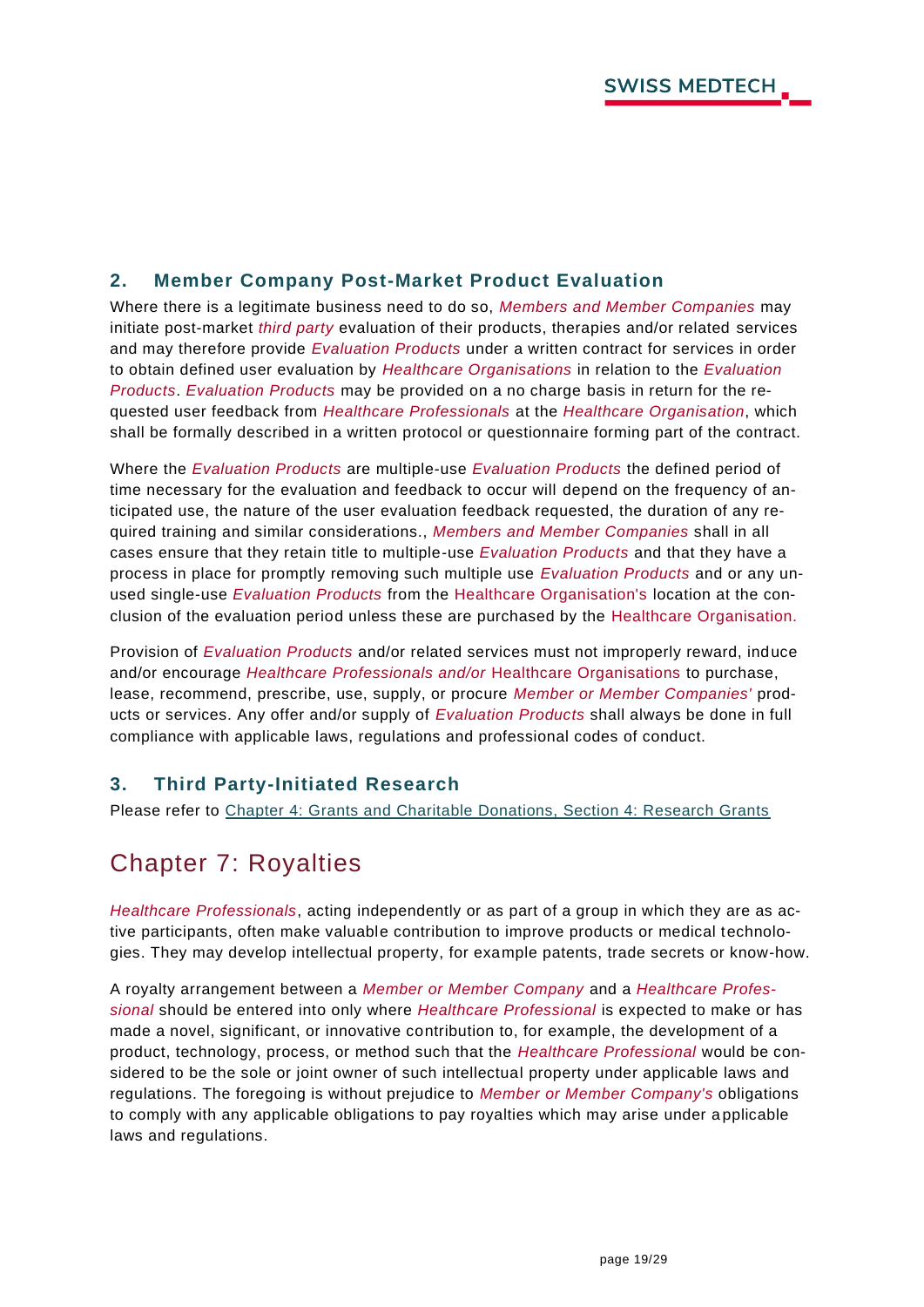## 2. Member Company Post-Market Product Evaluation

Where there is a legitimate business need to do so, *Members and Member Companies* may initiate post-market *third party* evaluation of their products, therapies and/or related services and may therefore provide *Evaluation Products* under a written contract for services in order to obtain defined user evaluation by *Healthcare Organisations* in relation to the *Evaluation Products*. *Evaluation Products* may be provided on a no charge basis in return for the requested user feedback from *Healthcare Professionals* at the *Healthcare Organisation*, which shall be formally described in a written protocol or questionnaire forming part of the contract.

Where the *Evaluation Products* are multiple-use *Evaluation Products* the defined period of time necessary for the evaluation and feedback to occur will depend on the frequency of anticipated use, the nature of the user evaluation feedback requested, the duration of any required training and similar considerations., *Members and Member Companies* shall in all cases ensure that they retain title to multiple-use *Evaluation Products* and that they have a process in place for promptly removing such multiple use *Evaluation Products* and or any unused single-use *Evaluation Products* from the Healthcare Organisation's location at the conclusion of the evaluation period unless these are purchased by the Healthcare Organisation.

Provision of *Evaluation Products* and/or related services must not improperly reward, induce and/or encourage *Healthcare Professionals and/or* Healthcare Organisations to purchase, lease, recommend, prescribe, use, supply, or procure *Member or Member Companies'* products or services. Any offer and/or supply of *Evaluation Products* shall always be done in full compliance with applicable laws, regulations and professional codes of conduct.

## 3. Third Party-Initiated Research

Please refer to Chapter 4: Grants and Charitable Donations, Section 4: Research Grants

# Chapter 7: Royalties

*Healthcare Professionals*, acting independently or as part of a group in which they are as active participants, often make valuable contribution to improve products or medical technologies. They may develop intellectual property, for example patents, trade secrets or know-how.

A royalty arrangement between a *Member or Member Company* and a *Healthcare Professional* should be entered into only where *Healthcare Professional* is expected to make or has made a novel, significant, or innovative contribution to, for example, the development of a product, technology, process, or method such that the *Healthcare Professional* would be considered to be the sole or joint owner of such intellectual property under applicable laws and regulations. The foregoing is without prejudice to *Member or Member Company's* obligations to comply with any applicable obligations to pay royalties which may arise under applicable laws and regulations.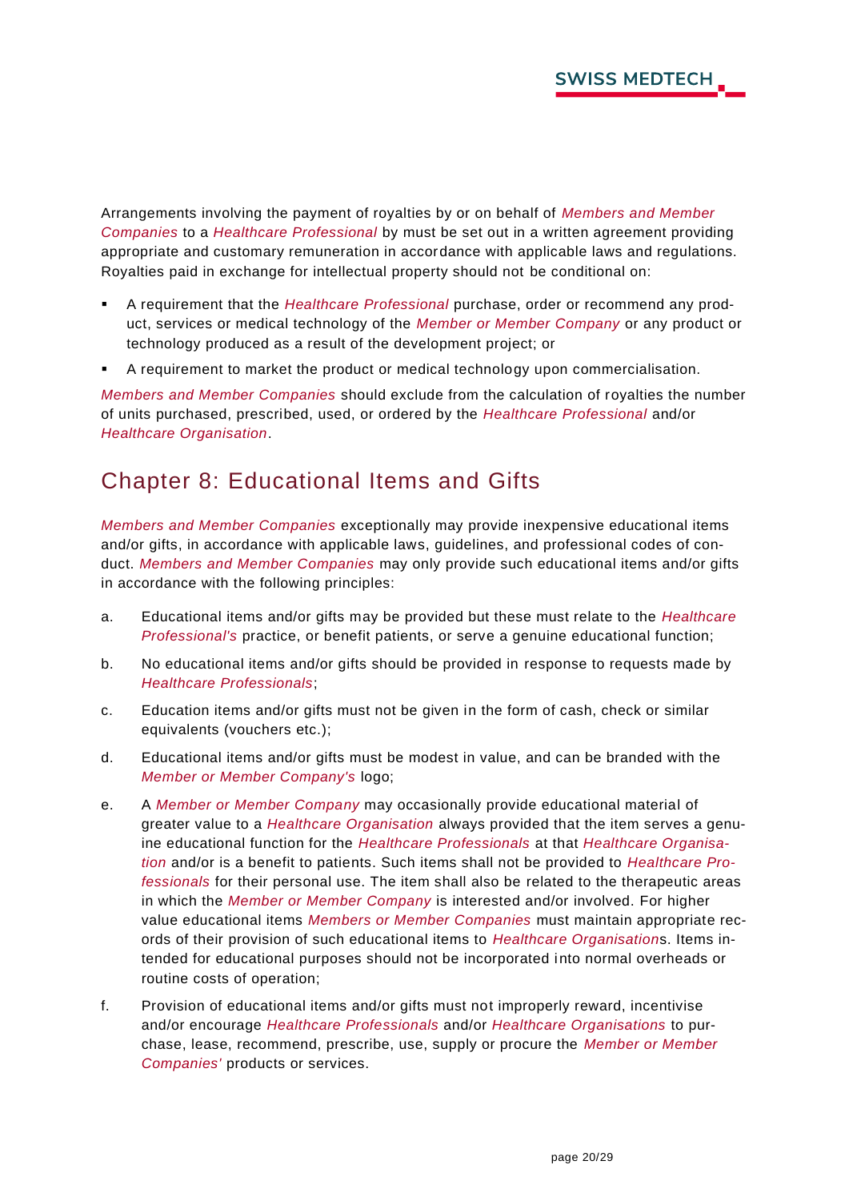Arrangements involving the payment of royalties by or on behalf of *Members and Member Companies* to a *Healthcare Professional* by must be set out in a written agreement providing appropriate and customary remuneration in accordance with applicable laws and regulations. Royalties paid in exchange for intellectual property should not be conditional on:

- A requirement that the *Healthcare Professional* purchase, order or recommend any product, services or medical technology of the *Member or Member Company* or any product or technology produced as a result of the development project; or
- A requirement to market the product or medical technology upon commercialisation.

*Members and Member Companies* should exclude from the calculation of royalties the number of units purchased, prescribed, used, or ordered by the *Healthcare Professional* and/or *Healthcare Organisation*.

# Chapter 8: Educational Items and Gifts

*Members and Member Companies* exceptionally may provide inexpensive educational items and/or gifts, in accordance with applicable laws, guidelines, and professional codes of conduct. *Members and Member Companies* may only provide such educational items and/or gifts in accordance with the following principles:

a. Educational items and/or gifts may be provided but these must relate to the *Healthcare Professional's* practice, or benefit patients, or serve a genuine educational function;

b. No educational items and/or gifts should be provided in response to requests made by *Healthcare Professionals*;

c. Education items and/or gifts must not be given in the form of cash, check or similar equivalents (vouchers etc.);

d. Educational items and/or gifts must be modest in value, and can be branded with the *Member or Member Company's* logo;

e. A *Member or Member Company* may occasionally provide educational material of greater value to a *Healthcare Organisation* always provided that the item serves a genuine educational function for the *Healthcare Professionals* at that *Healthcare Organisation* and/or is a benefit to patients. Such items shall not be provided to *Healthcare Professionals* for their personal use. The item shall also be related to the therapeutic areas in which the *Member or Member Company* is interested and/or involved. For higher value educational items *Members or Member Companies* must maintain appropriate records of their provision of such educational items to *Healthcare Organisations*. Items intended for educational purposes should not be incorporated into normal overheads or routine costs of operation;

f. Provision of educational items and/or gifts must not improperly reward, incentivise and/or encourage *Healthcare Professionals* and/or *Healthcare Organisations* to purchase, lease, recommend, prescribe, use, supply or procure the *Member or Member Companies'* products or services.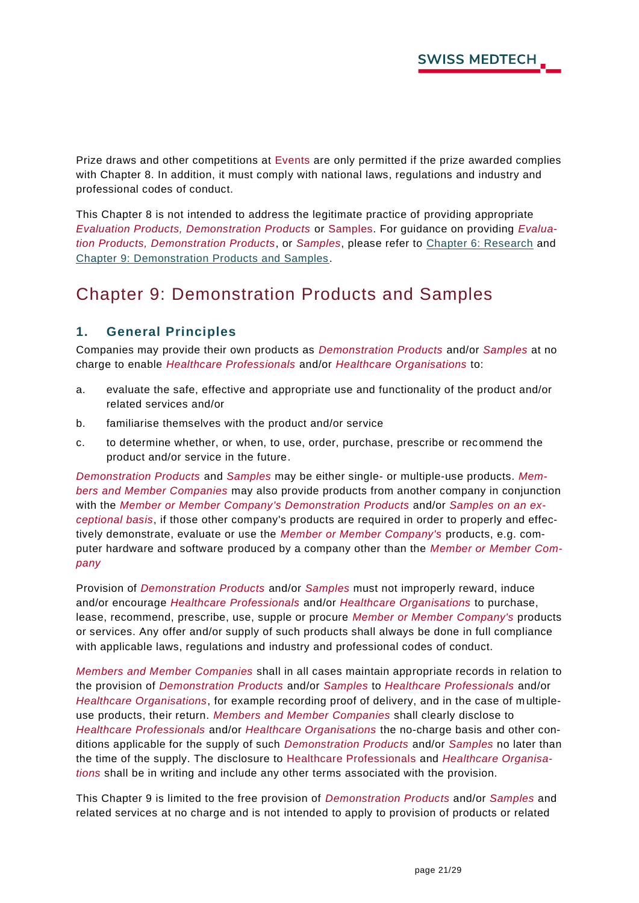Prize draws and other competitions at Events are only permitted if the prize awarded complies with Chapter 8. In addition, it must comply with national laws, regulations and industry and professional codes of conduct.

This Chapter 8 is not intended to address the legitimate practice of providing appropriate *Evaluation Products, Demonstration Products* or Samples. For guidance on providing *Evaluation Products, Demonstration Products*, or *Samples*, please refer to Chapter 6: Research and Chapter 9: Demonstration Products and Samples.

# Chapter 9: Demonstration Products and Samples

## 1. General Principles

Companies may provide their own products as *Demonstration Products* and/or *Samples* at no charge to enable *Healthcare Professionals* and/or *Healthcare Organisations* to:

a. evaluate the safe, effective and appropriate use and functionality of the product and/or related services and/or

b. familiarise themselves with the product and/or service

c. to determine whether, or when, to use, order, purchase, prescribe or recommend the product and/or service in the future.

*Demonstration Products* and *Samples* may be either single- or multiple-use products. *Members and Member Companies* may also provide products from another company in conjunction with the *Member or Member Company's Demonstration Products* and/or *Samples on an exceptional basis*, if those other company's products are required in order to properly and effectively demonstrate, evaluate or use the *Member or Member Company's* products, e.g. computer hardware and software produced by a company other than the *Member or Member Company*

Provision of *Demonstration Products* and/or *Samples* must not improperly reward, induce and/or encourage *Healthcare Professionals* and/or *Healthcare Organisations* to purchase, lease, recommend, prescribe, use, supple or procure *Member or Member Company's* products or services. Any offer and/or supply of such products shall always be done in full compliance with applicable laws, regulations and industry and professional codes of conduct.

*Members and Member Companies* shall in all cases maintain appropriate records in relation to the provision of *Demonstration Products* and/or *Samples* to *Healthcare Professionals* and/or *Healthcare Organisations*, for example recording proof of delivery, and in the case of multiple-use products, their return. *Members and Member Companies* shall clearly disclose to *Healthcare Professionals* and/or *Healthcare Organisations* the no-charge basis and other conditions applicable for the supply of such *Demonstration Products* and/or *Samples* no later than the time of the supply. The disclosure to Healthcare Professionals and *Healthcare Organisations* shall be in writing and include any other terms associated with the provision.

This Chapter 9 is limited to the free provision of *Demonstration Products* and/or *Samples* and related services at no charge and is not intended to apply to provision of products or related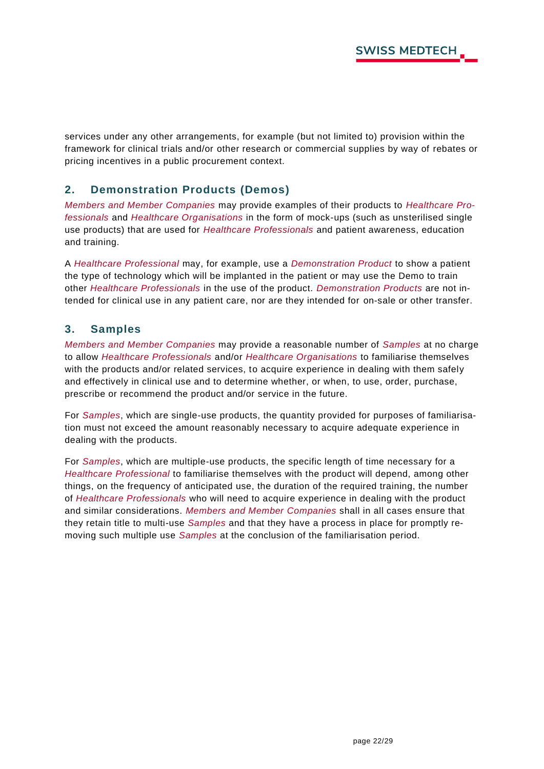services under any other arrangements, for example (but not limited to) provision within the framework for clinical trials and/or other research or commercial supplies by way of rebates or pricing incentives in a public procurement context.

## 2. Demonstration Products (Demos)

*Members and Member Companies* may provide examples of their products to *Healthcare Professionals* and *Healthcare Organisations* in the form of mock-ups (such as unsterilised single use products) that are used for *Healthcare Professionals* and patient awareness, education and training.

A *Healthcare Professional* may, for example, use a *Demonstration Product* to show a patient the type of technology which will be implanted in the patient or may use the Demo to train other *Healthcare Professionals* in the use of the product. *Demonstration Products* are not intended for clinical use in any patient care, nor are they intended for on-sale or other transfer.

## 3. Samples

*Members and Member Companies* may provide a reasonable number of *Samples* at no charge to allow *Healthcare Professionals* and/or *Healthcare Organisations* to familiarise themselves with the products and/or related services, to acquire experience in dealing with them safely and effectively in clinical use and to determine whether, or when, to use, order, purchase, prescribe or recommend the product and/or service in the future.

For *Samples*, which are single-use products, the quantity provided for purposes of familiarisation must not exceed the amount reasonably necessary to acquire adequate experience in dealing with the products.

For *Samples*, which are multiple-use products, the specific length of time necessary for a *Healthcare Professional* to familiarise themselves with the product will depend, among other things, on the frequency of anticipated use, the duration of the required training, the number of *Healthcare Professionals* who will need to acquire experience in dealing with the product and similar considerations. *Members and Member Companies* shall in all cases ensure that they retain title to multi-use *Samples* and that they have a process in place for promptly removing such multiple use *Samples* at the conclusion of the familiarisation period.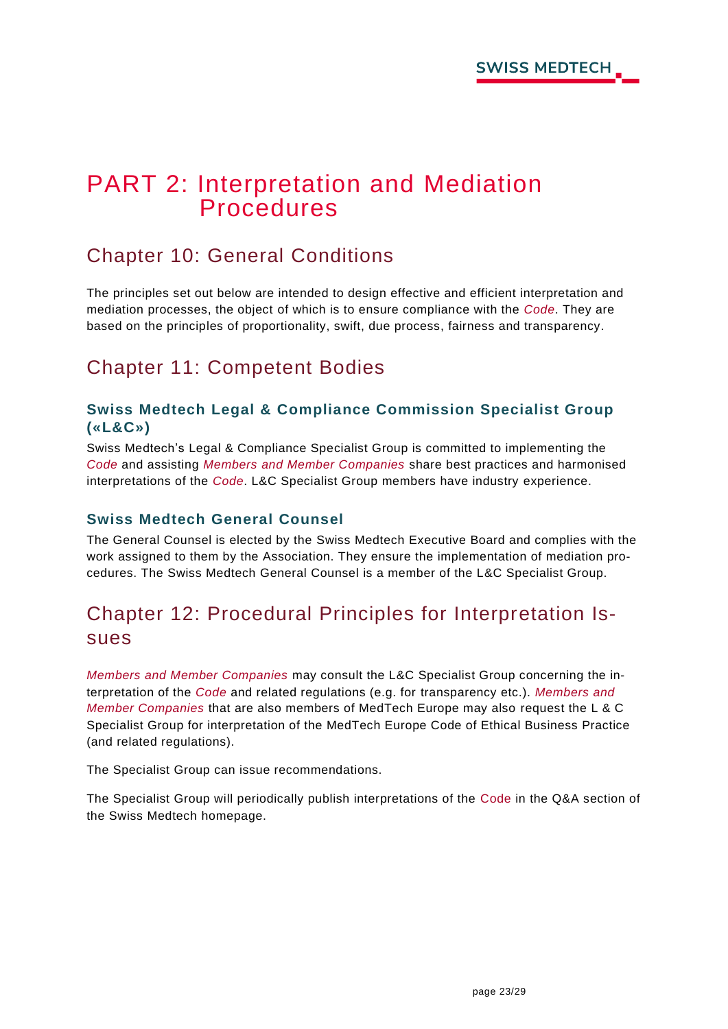# PART 2: Interpretation and Mediation Procedures

## Chapter 10: General Conditions

The principles set out below are intended to design effective and efficient interpretation and mediation processes, the object of which is to ensure compliance with the *Code*. They are based on the principles of proportionality, swift, due process, fairness and transparency.

## Chapter 11: Competent Bodies

### Swiss Medtech Legal & Compliance Commission Specialist Group («L&C»)

Swiss Medtech's Legal & Compliance Specialist Group is committed to implementing the *Code* and assisting *Members and Member Companies* share best practices and harmonised interpretations of the *Code*. L&C Specialist Group members have industry experience.

### Swiss Medtech General Counsel

The General Counsel is elected by the Swiss Medtech Executive Board and complies with the work assigned to them by the Association. They ensure the implementation of mediation procedures. The Swiss Medtech General Counsel is a member of the L&C Specialist Group.

## Chapter 12: Procedural Principles for Interpretation Issues

*Members and Member Companies* may consult the L&C Specialist Group concerning the interpretation of the *Code* and related regulations (e.g. for transparency etc.). *Members and Member Companies* that are also members of MedTech Europe may also request the L & C Specialist Group for interpretation of the MedTech Europe Code of Ethical Business Practice (and related regulations).

The Specialist Group can issue recommendations.

The Specialist Group will periodically publish interpretations of the Code in the Q&A section of the Swiss Medtech homepage.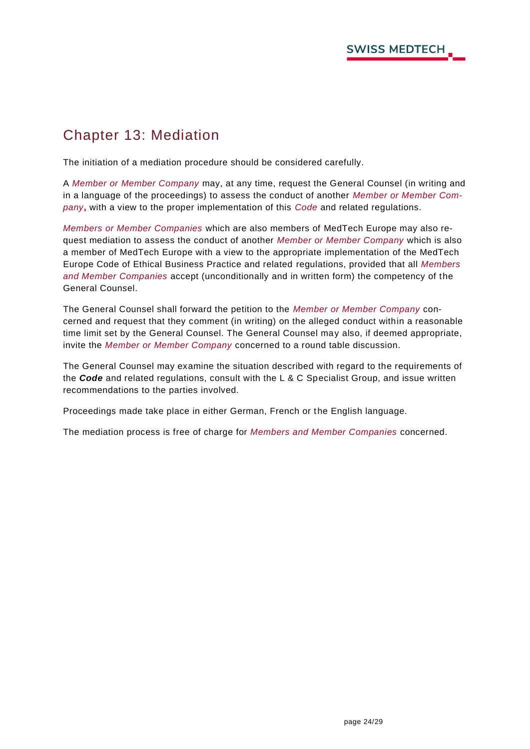# Chapter 13: Mediation

The initiation of a mediation procedure should be considered carefully.

A *Member or Member Company* may, at any time, request the General Counsel (in writing and in a language of the proceedings) to assess the conduct of another *Member or Member Company*, with a view to the proper implementation of this *Code* and related regulations.

*Members or Member Companies* which are also members of MedTech Europe may also request mediation to assess the conduct of another *Member or Member Company* which is also a member of MedTech Europe with a view to the appropriate implementation of the MedTech Europe Code of Ethical Business Practice and related regulations, provided that all *Members and Member Companies* accept (unconditionally and in written form) the competency of the General Counsel.

The General Counsel shall forward the petition to the *Member or Member Company* concerned and request that they comment (in writing) on the alleged conduct within a reasonable time limit set by the General Counsel. The General Counsel may also, if deemed appropriate, invite the *Member or Member Company* concerned to a round table discussion.

The General Counsel may examine the situation described with regard to the requirements of the ***Code*** and related regulations, consult with the L & C Specialist Group, and issue written recommendations to the parties involved.

Proceedings made take place in either German, French or the English language.

The mediation process is free of charge for *Members and Member Companies* concerned.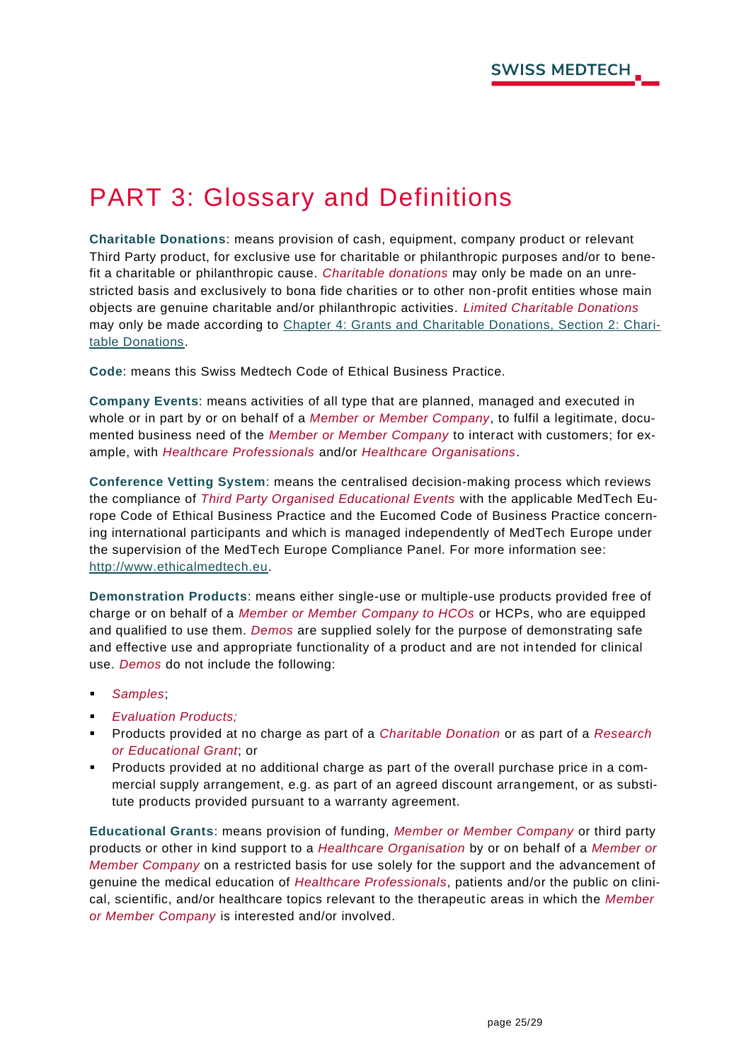# PART 3: Glossary and Definitions

**Charitable Donations**: means provision of cash, equipment, company product or relevant Third Party product, for exclusive use for charitable or philanthropic purposes and/or to benefit a charitable or philanthropic cause. *Charitable donations* may only be made on an unrestricted basis and exclusively to bona fide charities or to other non-profit entities whose main objects are genuine charitable and/or philanthropic activities. *Limited Charitable Donations* may only be made according to Chapter 4: Grants and Charitable Donations, Section 2: Charitable Donations.

**Code**: means this Swiss Medtech Code of Ethical Business Practice.

**Company Events**: means activities of all type that are planned, managed and executed in whole or in part by or on behalf of a *Member or Member Company*, to fulfil a legitimate, documented business need of the *Member or Member Company* to interact with customers; for example, with *Healthcare Professionals* and/or *Healthcare Organisations*.

**Conference Vetting System**: means the centralised decision-making process which reviews the compliance of *Third Party Organised Educational Events* with the applicable MedTech Europe Code of Ethical Business Practice and the Eucomed Code of Business Practice concerning international participants and which is managed independently of MedTech Europe under the supervision of the MedTech Europe Compliance Panel. For more information see: http://www.ethicalmedtech.eu.

**Demonstration Products**: means either single-use or multiple-use products provided free of charge or on behalf of a *Member or Member Company to HCOs* or HCPs, who are equipped and qualified to use them. *Demos* are supplied solely for the purpose of demonstrating safe and effective use and appropriate functionality of a product and are not intended for clinical use. *Demos* do not include the following:

- *Samples*;
- *Evaluation Products;*
- Products provided at no charge as part of a *Charitable Donation* or as part of a *Research or Educational Grant*; or
- Products provided at no additional charge as part of the overall purchase price in a commercial supply arrangement, e.g. as part of an agreed discount arrangement, or as substitute products provided pursuant to a warranty agreement.

**Educational Grants**: means provision of funding, *Member or Member Company* or third party products or other in kind support to a *Healthcare Organisation* by or on behalf of a *Member or Member Company* on a restricted basis for use solely for the support and the advancement of genuine the medical education of *Healthcare Professionals*, patients and/or the public on clinical, scientific, and/or healthcare topics relevant to the therapeutic areas in which the *Member or Member Company* is interested and/or involved.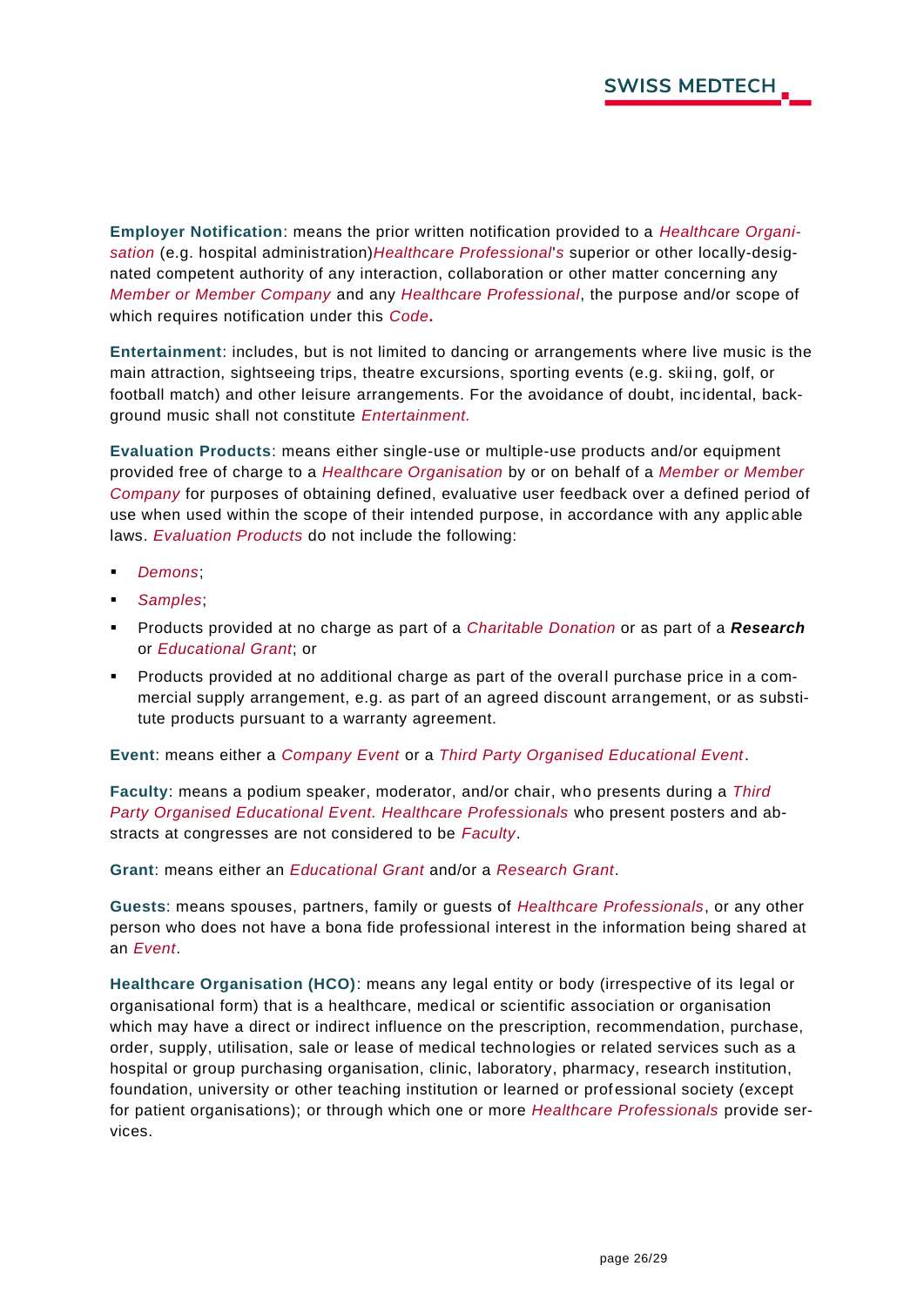**Employer Notification**: means the prior written notification provided to a *Healthcare Organisation* (e.g. hospital administration)*Healthcare Professional's* superior or other locally-designated competent authority of any interaction, collaboration or other matter concerning any *Member or Member Company* and any *Healthcare Professional*, the purpose and/or scope of which requires notification under this *Code*.

**Entertainment**: includes, but is not limited to dancing or arrangements where live music is the main attraction, sightseeing trips, theatre excursions, sporting events (e.g. skiing, golf, or football match) and other leisure arrangements. For the avoidance of doubt, incidental, background music shall not constitute *Entertainment.*

**Evaluation Products**: means either single-use or multiple-use products and/or equipment provided free of charge to a *Healthcare Organisation* by or on behalf of a *Member or Member Company* for purposes of obtaining defined, evaluative user feedback over a defined period of use when used within the scope of their intended purpose, in accordance with any applicable laws. *Evaluation Products* do not include the following:

- *Demons*;
- *Samples*;
- Products provided at no charge as part of a *Charitable Donation* or as part of a ***Research*** or *Educational Grant*; or
- Products provided at no additional charge as part of the overall purchase price in a commercial supply arrangement, e.g. as part of an agreed discount arrangement, or as substitute products pursuant to a warranty agreement.

**Event**: means either a *Company Event* or a *Third Party Organised Educational Event*.

**Faculty**: means a podium speaker, moderator, and/or chair, who presents during a *Third Party Organised Educational Event. Healthcare Professionals* who present posters and abstracts at congresses are not considered to be *Faculty*.

**Grant**: means either an *Educational Grant* and/or a *Research Grant*.

**Guests**: means spouses, partners, family or guests of *Healthcare Professionals*, or any other person who does not have a bona fide professional interest in the information being shared at an *Event*.

**Healthcare Organisation (HCO)**: means any legal entity or body (irrespective of its legal or organisational form) that is a healthcare, medical or scientific association or organisation which may have a direct or indirect influence on the prescription, recommendation, purchase, order, supply, utilisation, sale or lease of medical technologies or related services such as a hospital or group purchasing organisation, clinic, laboratory, pharmacy, research institution, foundation, university or other teaching institution or learned or professional society (except for patient organisations); or through which one or more *Healthcare Professionals* provide services.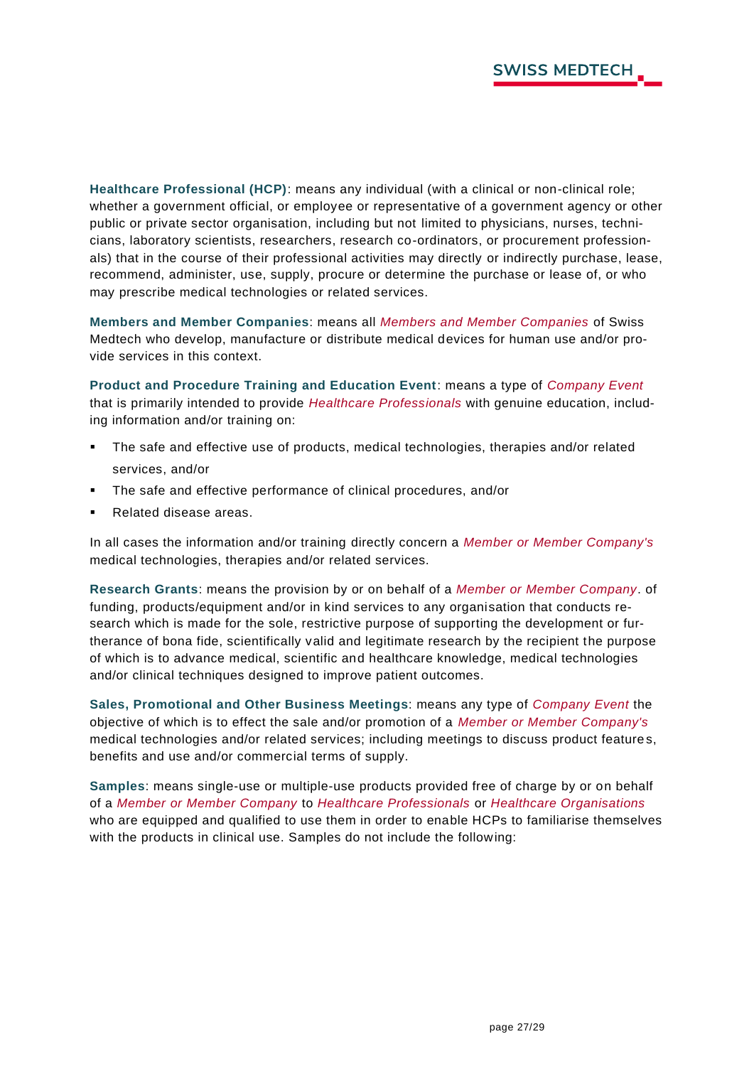**Healthcare Professional (HCP)**: means any individual (with a clinical or non-clinical role; whether a government official, or employee or representative of a government agency or other public or private sector organisation, including but not limited to physicians, nurses, technicians, laboratory scientists, researchers, research co-ordinators, or procurement professionals) that in the course of their professional activities may directly or indirectly purchase, lease, recommend, administer, use, supply, procure or determine the purchase or lease of, or who may prescribe medical technologies or related services.

**Members and Member Companies**: means all *Members and Member Companies* of Swiss Medtech who develop, manufacture or distribute medical devices for human use and/or provide services in this context.

**Product and Procedure Training and Education Event**: means a type of *Company Event* that is primarily intended to provide *Healthcare Professionals* with genuine education, including information and/or training on:

- The safe and effective use of products, medical technologies, therapies and/or related services, and/or
- The safe and effective performance of clinical procedures, and/or
- Related disease areas.

In all cases the information and/or training directly concern a *Member or Member Company's* medical technologies, therapies and/or related services.

**Research Grants**: means the provision by or on behalf of a *Member or Member Company*. of funding, products/equipment and/or in kind services to any organisation that conducts research which is made for the sole, restrictive purpose of supporting the development or furtherance of bona fide, scientifically valid and legitimate research by the recipient the purpose of which is to advance medical, scientific and healthcare knowledge, medical technologies and/or clinical techniques designed to improve patient outcomes.

**Sales, Promotional and Other Business Meetings**: means any type of *Company Event* the objective of which is to effect the sale and/or promotion of a *Member or Member Company's* medical technologies and/or related services; including meetings to discuss product features, benefits and use and/or commercial terms of supply.

**Samples**: means single-use or multiple-use products provided free of charge by or on behalf of a *Member or Member Company* to *Healthcare Professionals* or *Healthcare Organisations* who are equipped and qualified to use them in order to enable HCPs to familiarise themselves with the products in clinical use. Samples do not include the following: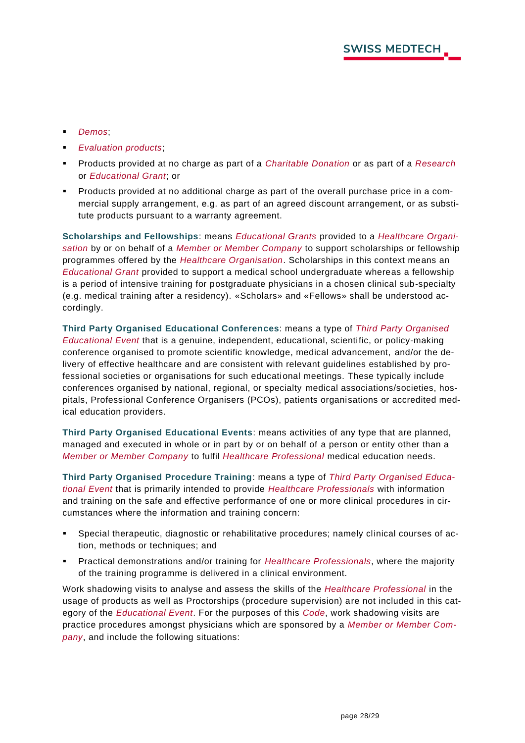- *Demos*;
- *Evaluation products*;
- Products provided at no charge as part of a *Charitable Donation* or as part of a *Research* or *Educational Grant*; or
- Products provided at no additional charge as part of the overall purchase price in a commercial supply arrangement, e.g. as part of an agreed discount arrangement, or as substitute products pursuant to a warranty agreement.

**Scholarships and Fellowships**: means *Educational Grants* provided to a *Healthcare Organisation* by or on behalf of a *Member or Member Company* to support scholarships or fellowship programmes offered by the *Healthcare Organisation*. Scholarships in this context means an *Educational Grant* provided to support a medical school undergraduate whereas a fellowship is a period of intensive training for postgraduate physicians in a chosen clinical sub-specialty (e.g. medical training after a residency). «Scholars» and «Fellows» shall be understood accordingly.

**Third Party Organised Educational Conferences**: means a type of *Third Party Organised Educational Event* that is a genuine, independent, educational, scientific, or policy-making conference organised to promote scientific knowledge, medical advancement, and/or the delivery of effective healthcare and are consistent with relevant guidelines established by professional societies or organisations for such educational meetings. These typically include conferences organised by national, regional, or specialty medical associations/societies, hospitals, Professional Conference Organisers (PCOs), patients organisations or accredited medical education providers.

**Third Party Organised Educational Events**: means activities of any type that are planned, managed and executed in whole or in part by or on behalf of a person or entity other than a *Member or Member Company* to fulfil *Healthcare Professional* medical education needs.

**Third Party Organised Procedure Training**: means a type of *Third Party Organised Educational Event* that is primarily intended to provide *Healthcare Professionals* with information and training on the safe and effective performance of one or more clinical procedures in circumstances where the information and training concern:

- Special therapeutic, diagnostic or rehabilitative procedures; namely clinical courses of action, methods or techniques; and
- Practical demonstrations and/or training for *Healthcare Professionals*, where the majority of the training programme is delivered in a clinical environment.

Work shadowing visits to analyse and assess the skills of the *Healthcare Professional* in the usage of products as well as Proctorships (procedure supervision) are not included in this category of the *Educational Event*. For the purposes of this *Code*, work shadowing visits are practice procedures amongst physicians which are sponsored by a *Member or Member Company*, and include the following situations: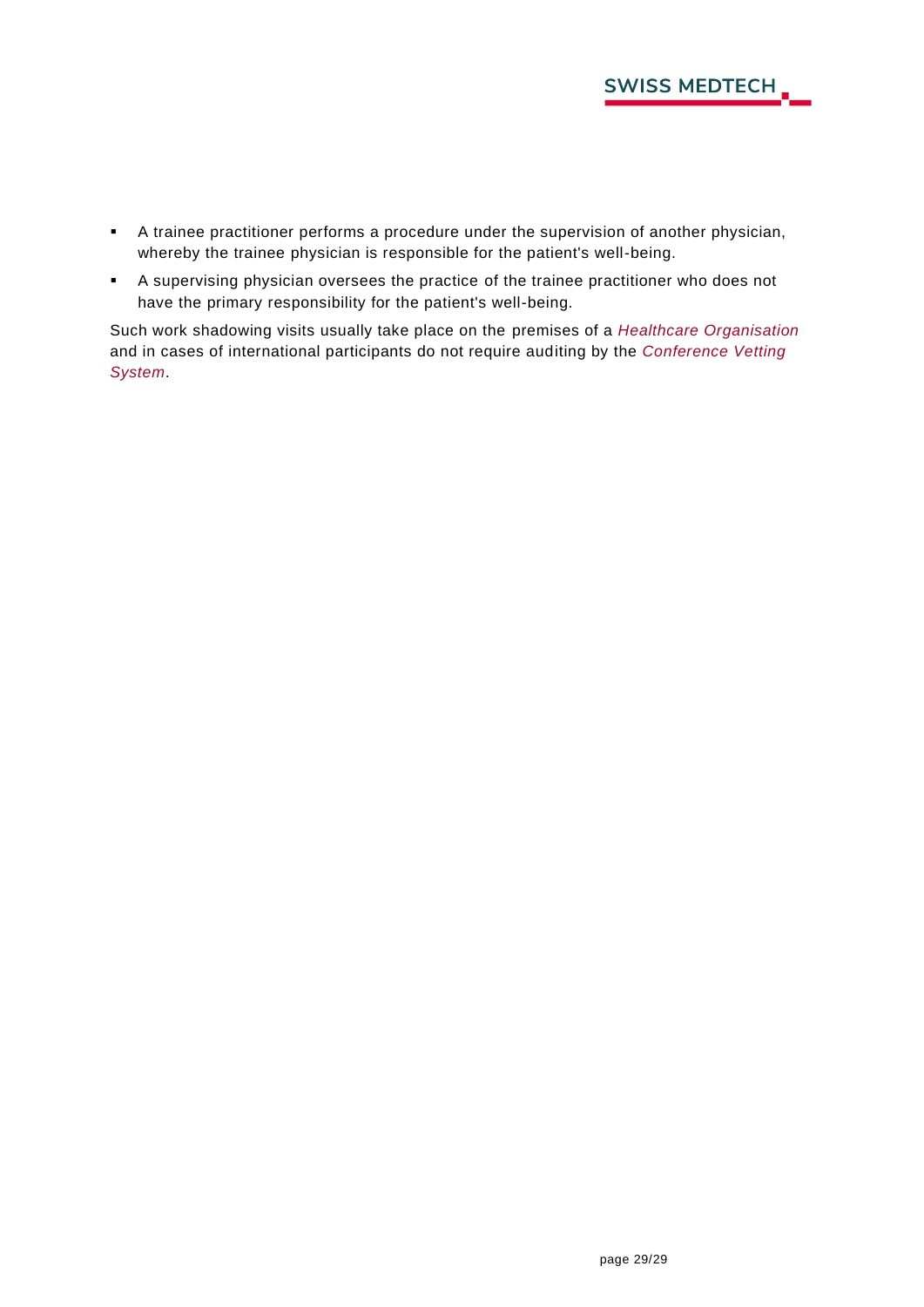- A trainee practitioner performs a procedure under the supervision of another physician, whereby the trainee physician is responsible for the patient's well-being.
- A supervising physician oversees the practice of the trainee practitioner who does not have the primary responsibility for the patient's well-being.

Such work shadowing visits usually take place on the premises of a *Healthcare Organisation* and in cases of international participants do not require auditing by the *Conference Vetting System*.